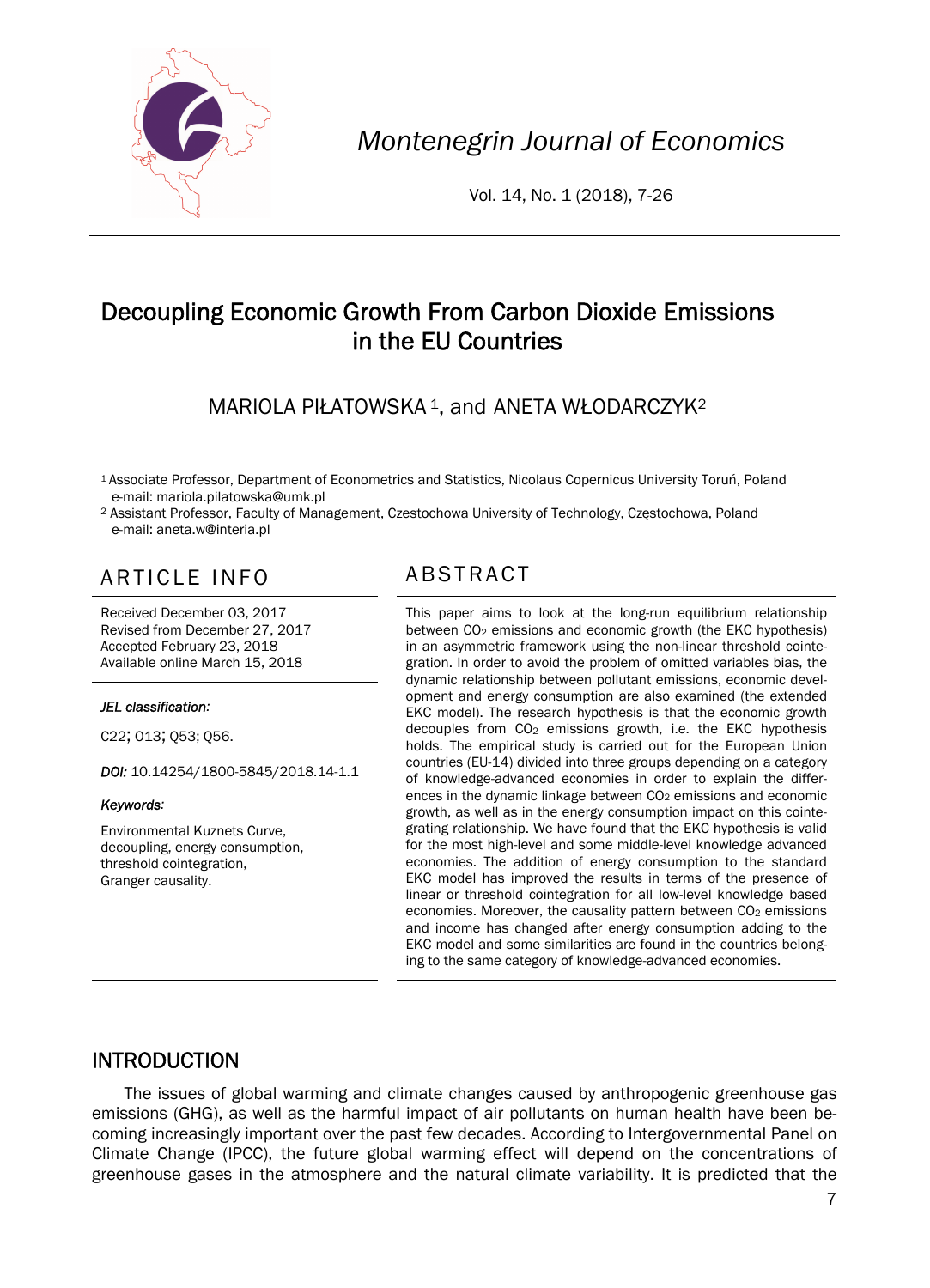# Decoupling Economic Growth From Carbon Dioxide Emissions in the EU Countries

MARIOLA PIŁATOWSKA [1], and ANETA WŁODARCZYK [2]

[1] Associate Professor, Department of Econometrics and Statistics, Nicolaus Copernicus University Toruń, Poland
e-mail: mariola.pilatowska@umk.pl

[2] Assistant Professor, Faculty of Management, Czestochowa University of Technology, Częstochowa, Poland
e-mail: aneta.w@interia.pl

## ARTICLE INFO

Received December 03, 2017
Revised from December 27, 2017
Accepted February 23, 2018
Available online March 15, 2018

*JEL classification:*

C22; O13; Q53; Q56.

*DOI:* 10.14254/1800-5845/2018.14-1.1

*Keywords:*

Environmental Kuznets Curve, decoupling, energy consumption, threshold cointegration, Granger causality.

## ABSTRACT

This paper aims to look at the long-run equilibrium relationship between $CO_2$ emissions and economic growth (the EKC hypothesis) in an asymmetric framework using the non-linear threshold cointegration. In order to avoid the problem of omitted variables bias, the dynamic relationship between pollutant emissions, economic development and energy consumption are also examined (the extended EKC model). The research hypothesis is that the economic growth decouples from $CO_2$ emissions growth, i.e. the EKC hypothesis holds. The empirical study is carried out for the European Union countries (EU-14) divided into three groups depending on a category of knowledge-advanced economies in order to explain the differences in the dynamic linkage between $CO_2$ emissions and economic growth, as well as in the energy consumption impact on this cointegrating relationship. We have found that the EKC hypothesis is valid for the most high-level and some middle-level knowledge advanced economies. The addition of energy consumption to the standard EKC model has improved the results in terms of the presence of linear or threshold cointegration for all low-level knowledge based economies. Moreover, the causality pattern between $CO_2$ emissions and income has changed after energy consumption adding to the EKC model and some similarities are found in the countries belonging to the same category of knowledge-advanced economies.

## INTRODUCTION

The issues of global warming and climate changes caused by anthropogenic greenhouse gas emissions (GHG), as well as the harmful impact of air pollutants on human health have been becoming increasingly important over the past few decades. According to Intergovernmental Panel on Climate Change (IPCC), the future global warming effect will depend on the concentrations of greenhouse gases in the atmosphere and the natural climate variability. It is predicted that the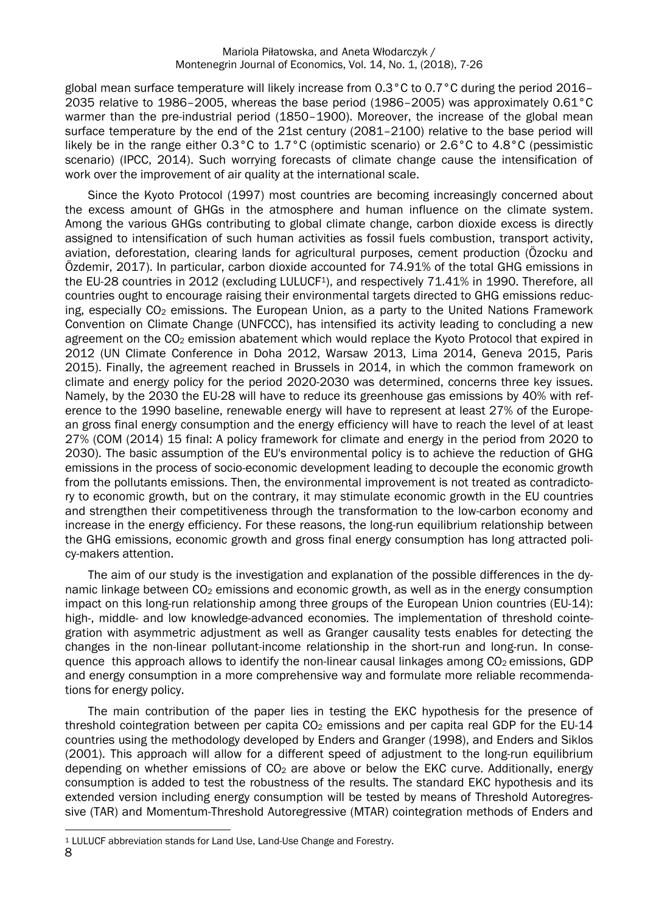global mean surface temperature will likely increase from 0.3°C to 0.7°C during the period 2016–2035 relative to 1986–2005, whereas the base period (1986–2005) was approximately 0.61°C warmer than the pre-industrial period (1850–1900). Moreover, the increase of the global mean surface temperature by the end of the 21st century (2081–2100) relative to the base period will likely be in the range either 0.3°C to 1.7°C (optimistic scenario) or 2.6°C to 4.8°C (pessimistic scenario) (IPCC, 2014). Such worrying forecasts of climate change cause the intensification of work over the improvement of air quality at the international scale.

Since the Kyoto Protocol (1997) most countries are becoming increasingly concerned about the excess amount of GHGs in the atmosphere and human influence on the climate system. Among the various GHGs contributing to global climate change, carbon dioxide excess is directly assigned to intensification of such human activities as fossil fuels combustion, transport activity, aviation, deforestation, clearing lands for agricultural purposes, cement production (Özocku and Özdemir, 2017). In particular, carbon dioxide accounted for 74.91% of the total GHG emissions in the EU-28 countries in 2012 (excluding LULUCF[1]), and respectively 71.41% in 1990. Therefore, all countries ought to encourage raising their environmental targets directed to GHG emissions reducing, especially $CO_2$ emissions. The European Union, as a party to the United Nations Framework Convention on Climate Change (UNFCCC), has intensified its activity leading to concluding a new agreement on the $CO_2$ emission abatement which would replace the Kyoto Protocol that expired in 2012 (UN Climate Conference in Doha 2012, Warsaw 2013, Lima 2014, Geneva 2015, Paris 2015). Finally, the agreement reached in Brussels in 2014, in which the common framework on climate and energy policy for the period 2020-2030 was determined, concerns three key issues. Namely, by the 2030 the EU-28 will have to reduce its greenhouse gas emissions by 40% with reference to the 1990 baseline, renewable energy will have to represent at least 27% of the European gross final energy consumption and the energy efficiency will have to reach the level of at least 27% (COM (2014) 15 final: A policy framework for climate and energy in the period from 2020 to 2030). The basic assumption of the EU's environmental policy is to achieve the reduction of GHG emissions in the process of socio-economic development leading to decouple the economic growth from the pollutants emissions. Then, the environmental improvement is not treated as contradictory to economic growth, but on the contrary, it may stimulate economic growth in the EU countries and strengthen their competitiveness through the transformation to the low-carbon economy and increase in the energy efficiency. For these reasons, the long-run equilibrium relationship between the GHG emissions, economic growth and gross final energy consumption has long attracted policy-makers attention.

The aim of our study is the investigation and explanation of the possible differences in the dynamic linkage between $CO_2$ emissions and economic growth, as well as in the energy consumption impact on this long-run relationship among three groups of the European Union countries (EU-14): high-, middle- and low knowledge-advanced economies. The implementation of threshold cointegration with asymmetric adjustment as well as Granger causality tests enables for detecting the changes in the non-linear pollutant-income relationship in the short-run and long-run. In consequence this approach allows to identify the non-linear causal linkages among $CO_2$ emissions, GDP and energy consumption in a more comprehensive way and formulate more reliable recommendations for energy policy.

The main contribution of the paper lies in testing the EKC hypothesis for the presence of threshold cointegration between per capita $CO_2$ emissions and per capita real GDP for the EU-14 countries using the methodology developed by Enders and Granger (1998), and Enders and Siklos (2001). This approach will allow for a different speed of adjustment to the long-run equilibrium depending on whether emissions of $CO_2$ are above or below the EKC curve. Additionally, energy consumption is added to test the robustness of the results. The standard EKC hypothesis and its extended version including energy consumption will be tested by means of Threshold Autoregressive (TAR) and Momentum-Threshold Autoregressive (MTAR) cointegration methods of Enders and

[1] LULUCF abbreviation stands for Land Use, Land-Use Change and Forestry.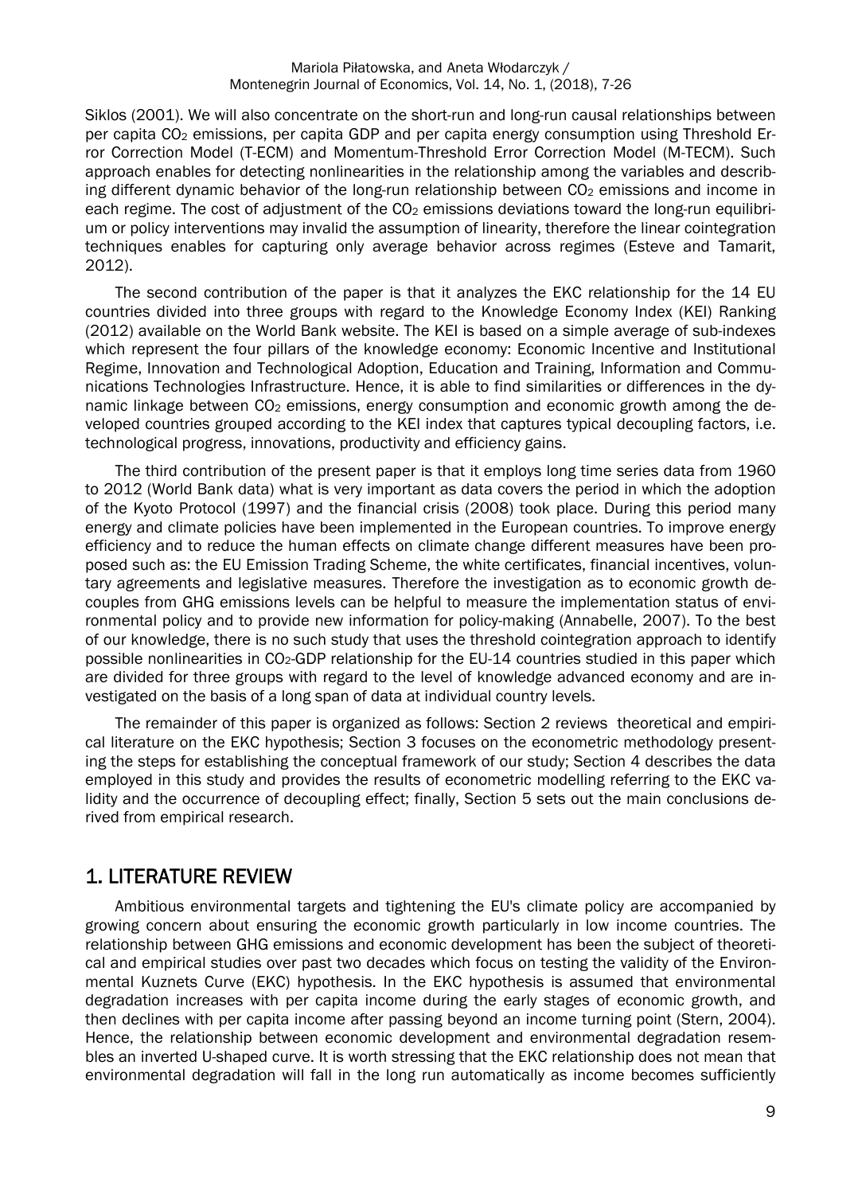Siklos (2001). We will also concentrate on the short-run and long-run causal relationships between per capita $CO_2$ emissions, per capita GDP and per capita energy consumption using Threshold Error Correction Model (T-ECM) and Momentum-Threshold Error Correction Model (M-TECM). Such approach enables for detecting nonlinearities in the relationship among the variables and describing different dynamic behavior of the long-run relationship between $CO_2$ emissions and income in each regime. The cost of adjustment of the $CO_2$ emissions deviations toward the long-run equilibrium or policy interventions may invalid the assumption of linearity, therefore the linear cointegration techniques enables for capturing only average behavior across regimes (Esteve and Tamarit, 2012).

The second contribution of the paper is that it analyzes the EKC relationship for the 14 EU countries divided into three groups with regard to the Knowledge Economy Index (KEI) Ranking (2012) available on the World Bank website. The KEI is based on a simple average of sub-indexes which represent the four pillars of the knowledge economy: Economic Incentive and Institutional Regime, Innovation and Technological Adoption, Education and Training, Information and Communications Technologies Infrastructure. Hence, it is able to find similarities or differences in the dynamic linkage between $CO_2$ emissions, energy consumption and economic growth among the developed countries grouped according to the KEI index that captures typical decoupling factors, i.e. technological progress, innovations, productivity and efficiency gains.

The third contribution of the present paper is that it employs long time series data from 1960 to 2012 (World Bank data) what is very important as data covers the period in which the adoption of the Kyoto Protocol (1997) and the financial crisis (2008) took place. During this period many energy and climate policies have been implemented in the European countries. To improve energy efficiency and to reduce the human effects on climate change different measures have been proposed such as: the EU Emission Trading Scheme, the white certificates, financial incentives, voluntary agreements and legislative measures. Therefore the investigation as to economic growth decouples from GHG emissions levels can be helpful to measure the implementation status of environmental policy and to provide new information for policy-making (Annabelle, 2007). To the best of our knowledge, there is no such study that uses the threshold cointegration approach to identify possible nonlinearities in $CO_2$-GDP relationship for the EU-14 countries studied in this paper which are divided for three groups with regard to the level of knowledge advanced economy and are investigated on the basis of a long span of data at individual country levels.

The remainder of this paper is organized as follows: Section 2 reviews theoretical and empirical literature on the EKC hypothesis; Section 3 focuses on the econometric methodology presenting the steps for establishing the conceptual framework of our study; Section 4 describes the data employed in this study and provides the results of econometric modelling referring to the EKC validity and the occurrence of decoupling effect; finally, Section 5 sets out the main conclusions derived from empirical research.

## 1. LITERATURE REVIEW

Ambitious environmental targets and tightening the EU's climate policy are accompanied by growing concern about ensuring the economic growth particularly in low income countries. The relationship between GHG emissions and economic development has been the subject of theoretical and empirical studies over past two decades which focus on testing the validity of the Environmental Kuznets Curve (EKC) hypothesis. In the EKC hypothesis is assumed that environmental degradation increases with per capita income during the early stages of economic growth, and then declines with per capita income after passing beyond an income turning point (Stern, 2004). Hence, the relationship between economic development and environmental degradation resembles an inverted U-shaped curve. It is worth stressing that the EKC relationship does not mean that environmental degradation will fall in the long run automatically as income becomes sufficiently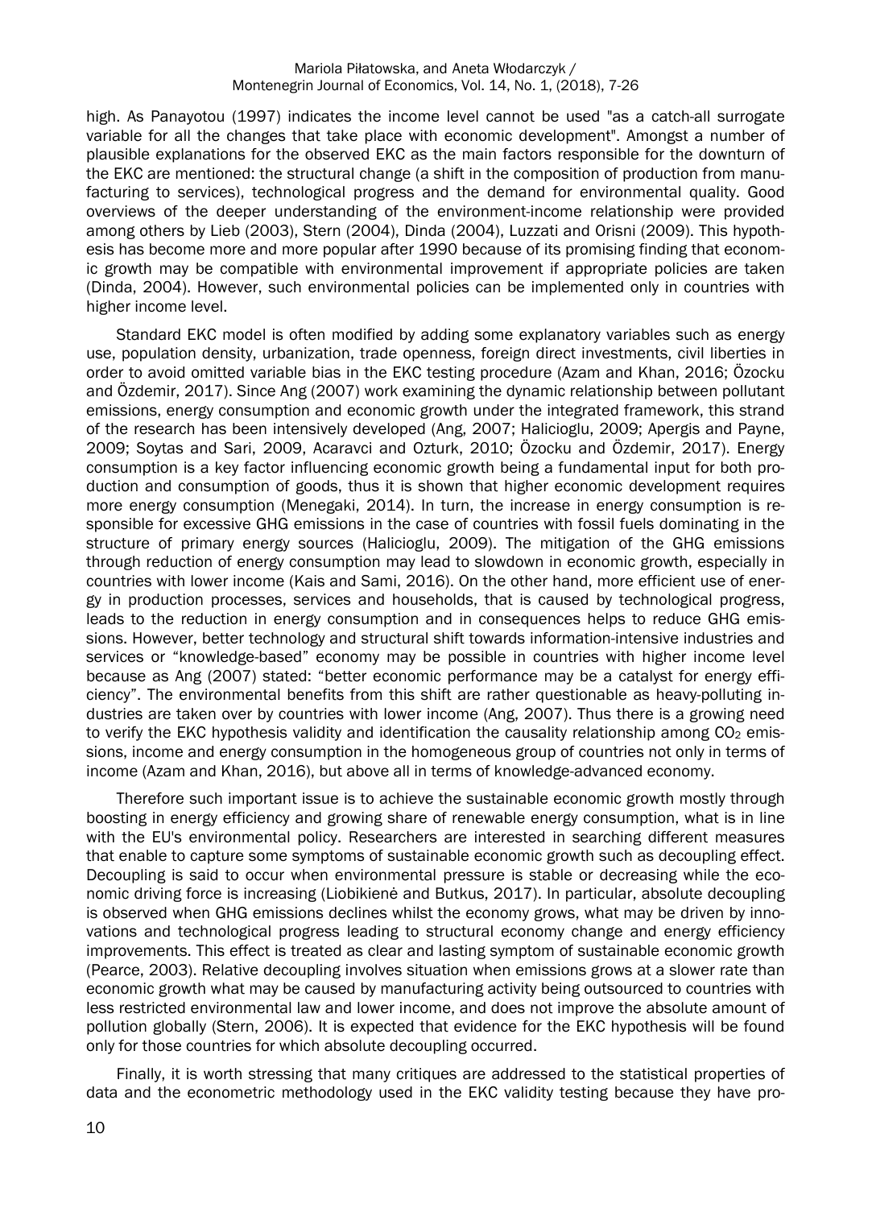high. As Panayotou (1997) indicates the income level cannot be used "as a catch-all surrogate variable for all the changes that take place with economic development". Amongst a number of plausible explanations for the observed EKC as the main factors responsible for the downturn of the EKC are mentioned: the structural change (a shift in the composition of production from manufacturing to services), technological progress and the demand for environmental quality. Good overviews of the deeper understanding of the environment-income relationship were provided among others by Lieb (2003), Stern (2004), Dinda (2004), Luzzati and Orisni (2009). This hypothesis has become more and more popular after 1990 because of its promising finding that economic growth may be compatible with environmental improvement if appropriate policies are taken (Dinda, 2004). However, such environmental policies can be implemented only in countries with higher income level.

Standard EKC model is often modified by adding some explanatory variables such as energy use, population density, urbanization, trade openness, foreign direct investments, civil liberties in order to avoid omitted variable bias in the EKC testing procedure (Azam and Khan, 2016; Özocku and Özdemir, 2017). Since Ang (2007) work examining the dynamic relationship between pollutant emissions, energy consumption and economic growth under the integrated framework, this strand of the research has been intensively developed (Ang, 2007; Halicioglu, 2009; Apergis and Payne, 2009; Soytas and Sari, 2009, Acaravci and Ozturk, 2010; Özocku and Özdemir, 2017). Energy consumption is a key factor influencing economic growth being a fundamental input for both production and consumption of goods, thus it is shown that higher economic development requires more energy consumption (Menegaki, 2014). In turn, the increase in energy consumption is responsible for excessive GHG emissions in the case of countries with fossil fuels dominating in the structure of primary energy sources (Halicioglu, 2009). The mitigation of the GHG emissions through reduction of energy consumption may lead to slowdown in economic growth, especially in countries with lower income (Kais and Sami, 2016). On the other hand, more efficient use of energy in production processes, services and households, that is caused by technological progress, leads to the reduction in energy consumption and in consequences helps to reduce GHG emissions. However, better technology and structural shift towards information-intensive industries and services or "knowledge-based" economy may be possible in countries with higher income level because as Ang (2007) stated: "better economic performance may be a catalyst for energy efficiency". The environmental benefits from this shift are rather questionable as heavy-polluting industries are taken over by countries with lower income (Ang, 2007). Thus there is a growing need to verify the EKC hypothesis validity and identification the causality relationship among $CO_2$ emissions, income and energy consumption in the homogeneous group of countries not only in terms of income (Azam and Khan, 2016), but above all in terms of knowledge-advanced economy.

Therefore such important issue is to achieve the sustainable economic growth mostly through boosting in energy efficiency and growing share of renewable energy consumption, what is in line with the EU's environmental policy. Researchers are interested in searching different measures that enable to capture some symptoms of sustainable economic growth such as decoupling effect. Decoupling is said to occur when environmental pressure is stable or decreasing while the economic driving force is increasing (Liobikienė and Butkus, 2017). In particular, absolute decoupling is observed when GHG emissions declines whilst the economy grows, what may be driven by innovations and technological progress leading to structural economy change and energy efficiency improvements. This effect is treated as clear and lasting symptom of sustainable economic growth (Pearce, 2003). Relative decoupling involves situation when emissions grows at a slower rate than economic growth what may be caused by manufacturing activity being outsourced to countries with less restricted environmental law and lower income, and does not improve the absolute amount of pollution globally (Stern, 2006). It is expected that evidence for the EKC hypothesis will be found only for those countries for which absolute decoupling occurred.

Finally, it is worth stressing that many critiques are addressed to the statistical properties of data and the econometric methodology used in the EKC validity testing because they have pro-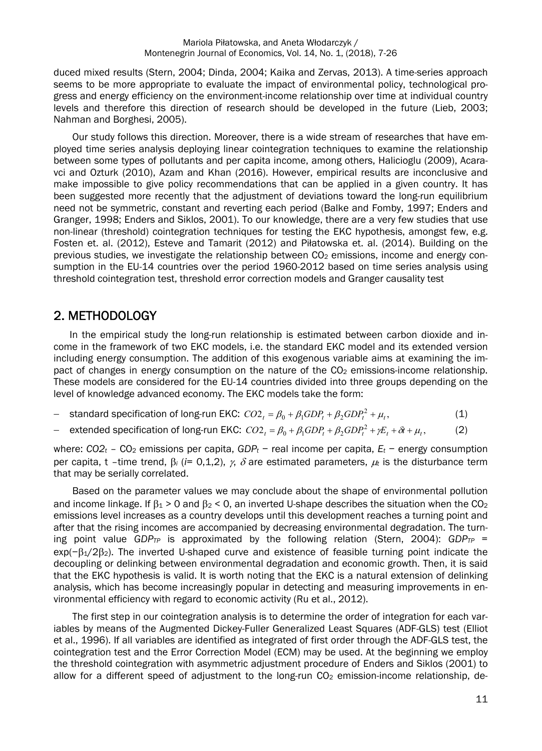duced mixed results (Stern, 2004; Dinda, 2004; Kaika and Zervas, 2013). A time-series approach seems to be more appropriate to evaluate the impact of environmental policy, technological progress and energy efficiency on the environment-income relationship over time at individual country levels and therefore this direction of research should be developed in the future (Lieb, 2003; Nahman and Borghesi, 2005).

Our study follows this direction. Moreover, there is a wide stream of researches that have employed time series analysis deploying linear cointegration techniques to examine the relationship between some types of pollutants and per capita income, among others, Halicioglu (2009), Acaravci and Ozturk (2010), Azam and Khan (2016). However, empirical results are inconclusive and make impossible to give policy recommendations that can be applied in a given country. It has been suggested more recently that the adjustment of deviations toward the long-run equilibrium need not be symmetric, constant and reverting each period (Balke and Fomby, 1997; Enders and Granger, 1998; Enders and Siklos, 2001). To our knowledge, there are a very few studies that use non-linear (threshold) cointegration techniques for testing the EKC hypothesis, amongst few, e.g. Fosten et. al. (2012), Esteve and Tamarit (2012) and Piłatowska et. al. (2014). Building on the previous studies, we investigate the relationship between $CO_2$ emissions, income and energy consumption in the EU-14 countries over the period 1960-2012 based on time series analysis using threshold cointegration test, threshold error correction models and Granger causality test

## 2. METHODOLOGY

In the empirical study the long-run relationship is estimated between carbon dioxide and income in the framework of two EKC models, i.e. the standard EKC model and its extended version including energy consumption. The addition of this exogenous variable aims at examining the impact of changes in energy consumption on the nature of the $CO_2$ emissions-income relationship. These models are considered for the EU-14 countries divided into three groups depending on the level of knowledge advanced economy. The EKC models take the form:

– standard specification of long-run EKC: $CO2_t = \beta_0 + \beta_1 GDP_t + \beta_2 GDP_t^2 + \mu_t$, (1)

– extended specification of long-run EKC: $CO2_t = \beta_0 + \beta_1 GDP_t + \beta_2 GDP_t^2 + \gamma E_t + \delta t + \mu_t$, (2)

where: $CO2_t$ – $CO_2$ emissions per capita, $GDP_t$ – real income per capita, $E_t$ – energy consumption per capita, t –time trend, $\beta_i$ ($i$= 0,1,2), $\gamma$, $\delta$ are estimated parameters, $\mu_t$ is the disturbance term that may be serially correlated.

Based on the parameter values we may conclude about the shape of environmental pollution and income linkage. If $\beta_1 > 0$ and $\beta_2 < 0$, an inverted U-shape describes the situation when the $CO_2$ emissions level increases as a country develops until this development reaches a turning point and after that the rising incomes are accompanied by decreasing environmental degradation. The turning point value $GDP_{TP}$ is approximated by the following relation (Stern, 2004): $GDP_{TP} = \exp(-\beta_1/2\beta_2)$. The inverted U-shaped curve and existence of feasible turning point indicate the decoupling or delinking between environmental degradation and economic growth. Then, it is said that the EKC hypothesis is valid. It is worth noting that the EKC is a natural extension of delinking analysis, which has become increasingly popular in detecting and measuring improvements in environmental efficiency with regard to economic activity (Ru et al., 2012).

The first step in our cointegration analysis is to determine the order of integration for each variables by means of the Augmented Dickey-Fuller Generalized Least Squares (ADF-GLS) test (Elliot et al., 1996). If all variables are identified as integrated of first order through the ADF-GLS test, the cointegration test and the Error Correction Model (ECM) may be used. At the beginning we employ the threshold cointegration with asymmetric adjustment procedure of Enders and Siklos (2001) to allow for a different speed of adjustment to the long-run $CO_2$ emission-income relationship, de-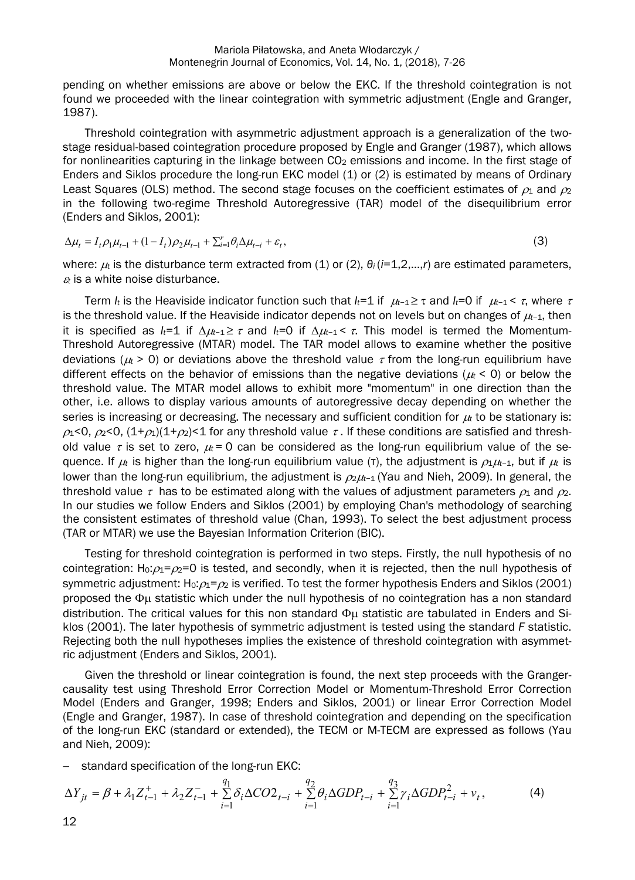pending on whether emissions are above or below the EKC. If the threshold cointegration is not found we proceeded with the linear cointegration with symmetric adjustment (Engle and Granger, 1987).

Threshold cointegration with asymmetric adjustment approach is a generalization of the two-stage residual-based cointegration procedure proposed by Engle and Granger (1987), which allows for nonlinearities capturing in the linkage between $CO_2$ emissions and income. In the first stage of Enders and Siklos procedure the long-run EKC model (1) or (2) is estimated by means of Ordinary Least Squares (OLS) method. The second stage focuses on the coefficient estimates of $\rho_1$ and $\rho_2$ in the following two-regime Threshold Autoregressive (TAR) model of the disequilibrium error (Enders and Siklos, 2001):

$$\Delta\mu_t = I_t\rho_1\mu_{t-1} + (1-I_t)\rho_2\mu_{t-1} + \sum_{i=1}^{r}\theta_i\Delta\mu_{t-i} + \varepsilon_t, \tag{3}$$

where: $\mu_t$ is the disturbance term extracted from (1) or (2), $\theta_i$ ($i$=1,2,...,$r$) are estimated parameters, $\varepsilon_t$ is a white noise disturbance.

Term $I_t$ is the Heaviside indicator function such that $I_t$=1 if $\mu_{t-1} \geq \tau$ and $I_t$=0 if $\mu_{t-1} < \tau$, where $\tau$ is the threshold value. If the Heaviside indicator depends not on levels but on changes of $\mu_{t-1}$, then it is specified as $I_t$=1 if $\Delta\mu_{t-1} \geq \tau$ and $I_t$=0 if $\Delta\mu_{t-1} < \tau$. This model is termed the Momentum-Threshold Autoregressive (MTAR) model. The TAR model allows to examine whether the positive deviations ($\mu_t > 0$) or deviations above the threshold value $\tau$ from the long-run equilibrium have different effects on the behavior of emissions than the negative deviations ($\mu_t < 0$) or below the threshold value. The MTAR model allows to exhibit more "momentum" in one direction than the other, i.e. allows to display various amounts of autoregressive decay depending on whether the series is increasing or decreasing. The necessary and sufficient condition for $\mu_t$ to be stationary is: $\rho_1<0$, $\rho_2<0$, $(1+\rho_1)(1+\rho_2)<1$ for any threshold value $\tau$. If these conditions are satisfied and threshold value $\tau$ is set to zero, $\mu_t = 0$ can be considered as the long-run equilibrium value of the sequence. If $\mu_t$ is higher than the long-run equilibrium value (τ), the adjustment is $\rho_1\mu_{t-1}$, but if $\mu_t$ is lower than the long-run equilibrium, the adjustment is $\rho_2\mu_{t-1}$ (Yau and Nieh, 2009). In general, the threshold value $\tau$ has to be estimated along with the values of adjustment parameters $\rho_1$ and $\rho_2$. In our studies we follow Enders and Siklos (2001) by employing Chan's methodology of searching the consistent estimates of threshold value (Chan, 1993). To select the best adjustment process (TAR or MTAR) we use the Bayesian Information Criterion (BIC).

Testing for threshold cointegration is performed in two steps. Firstly, the null hypothesis of no cointegration: $H_0$:$\rho_1=\rho_2=0$ is tested, and secondly, when it is rejected, then the null hypothesis of symmetric adjustment: $H_0$:$\rho_1=\rho_2$ is verified. To test the former hypothesis Enders and Siklos (2001) proposed the $\Phi\mu$ statistic which under the null hypothesis of no cointegration has a non standard distribution. The critical values for this non standard $\Phi\mu$ statistic are tabulated in Enders and Siklos (2001). The later hypothesis of symmetric adjustment is tested using the standard *F* statistic. Rejecting both the null hypotheses implies the existence of threshold cointegration with asymmetric adjustment (Enders and Siklos, 2001).

Given the threshold or linear cointegration is found, the next step proceeds with the Granger-causality test using Threshold Error Correction Model or Momentum-Threshold Error Correction Model (Enders and Granger, 1998; Enders and Siklos, 2001) or linear Error Correction Model (Engle and Granger, 1987). In case of threshold cointegration and depending on the specification of the long-run EKC (standard or extended), the TECM or M-TECM are expressed as follows (Yau and Nieh, 2009):

– standard specification of the long-run EKC:

$$\Delta Y_{jt} = \beta + \lambda_1 Z_{t-1}^{+} + \lambda_2 Z_{t-1}^{-} + \sum_{i=1}^{q_1}\delta_i\Delta CO2_{t-i} + \sum_{i=1}^{q_2}\theta_i\Delta GDP_{t-i} + \sum_{i=1}^{q_3}\gamma_i\Delta GDP_{t-i}^{2} + v_t, \tag{4}$$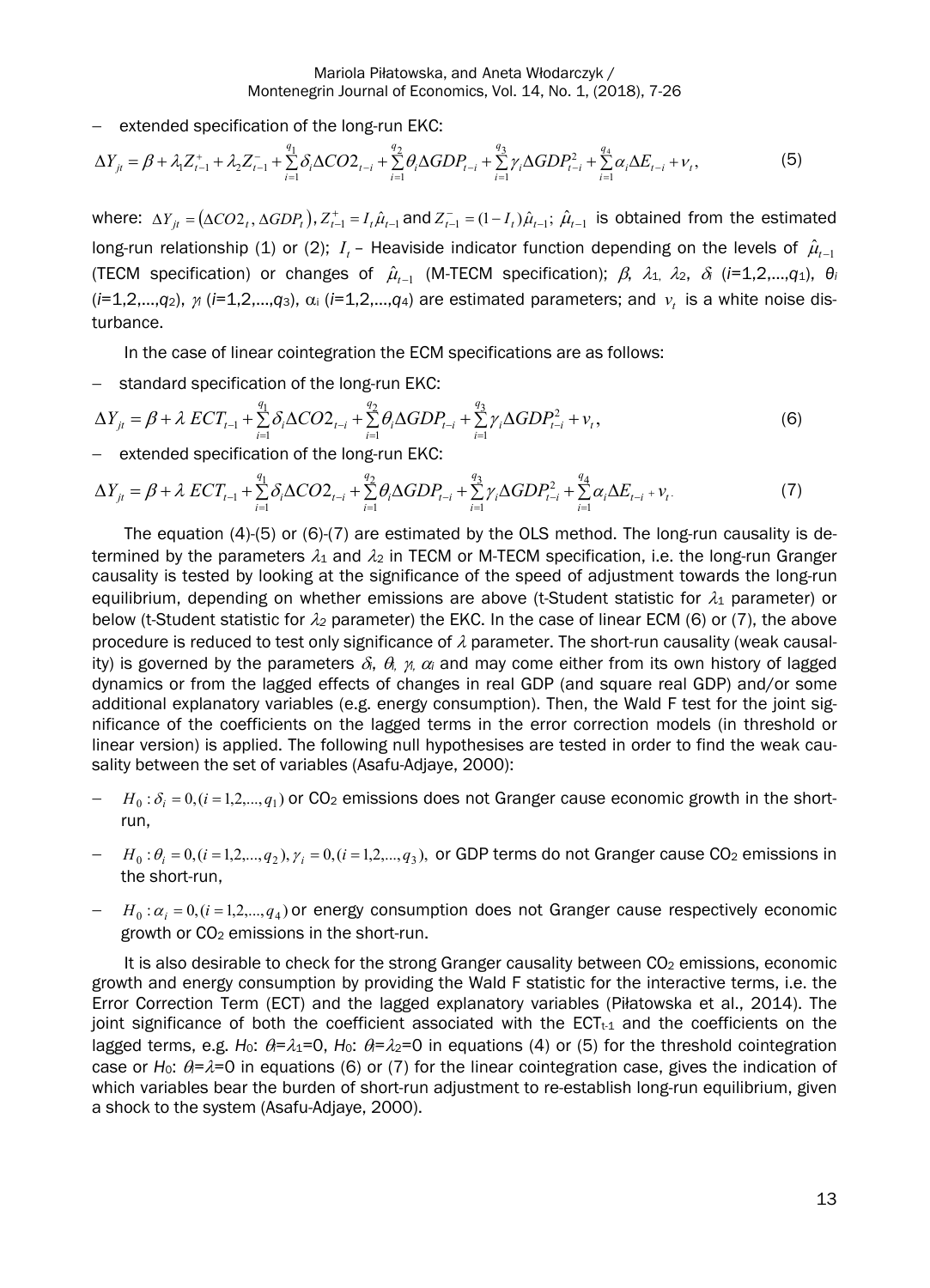– extended specification of the long-run EKC:

$$\Delta Y_{jt} = \beta + \lambda_1 Z_{t-1}^{+} + \lambda_2 Z_{t-1}^{-} + \sum_{i=1}^{q_1} \delta_i \Delta CO2_{t-i} + \sum_{i=1}^{q_2} \theta_i \Delta GDP_{t-i} + \sum_{i=1}^{q_3} \gamma_i \Delta GDP_{t-i}^2 + \sum_{i=1}^{q_4} \alpha_i \Delta E_{t-i} + v_t, \tag{5}$$

where: $\Delta Y_{jt} = (\Delta CO2_t, \Delta GDP_t)$, $Z_{t-1}^{+} = I_t \hat{\mu}_{t-1}$ and $Z_{t-1}^{-} = (1 - I_t)\hat{\mu}_{t-1}$; $\hat{\mu}_{t-1}$ is obtained from the estimated long-run relationship (1) or (2); $I_t$ – Heaviside indicator function depending on the levels of $\hat{\mu}_{t-1}$ (TECM specification) or changes of $\hat{\mu}_{t-1}$ (M-TECM specification); $\beta$, $\lambda_1$, $\lambda_2$, $\delta_i$ ($i$=1,2,...,$q_1$), $\theta_i$ ($i$=1,2,...,$q_2$), $\gamma_i$ ($i$=1,2,...,$q_3$), $\alpha_i$ ($i$=1,2,...,$q_4$) are estimated parameters; and $v_t$ is a white noise disturbance.

In the case of linear cointegration the ECM specifications are as follows:

– standard specification of the long-run EKC:

$$\Delta Y_{jt} = \beta + \lambda \, ECT_{t-1} + \sum_{i=1}^{q_1} \delta_i \Delta CO2_{t-i} + \sum_{i=1}^{q_2} \theta_i \Delta GDP_{t-i} + \sum_{i=1}^{q_3} \gamma_i \Delta GDP_{t-i}^2 + v_t, \tag{6}$$

– extended specification of the long-run EKC:

$$\Delta Y_{jt} = \beta + \lambda \, ECT_{t-1} + \sum_{i=1}^{q_1} \delta_i \Delta CO2_{t-i} + \sum_{i=1}^{q_2} \theta_i \Delta GDP_{t-i} + \sum_{i=1}^{q_3} \gamma_i \Delta GDP_{t-i}^2 + \sum_{i=1}^{q_4} \alpha_i \Delta E_{t-i} + v_t. \tag{7}$$

The equation (4)-(5) or (6)-(7) are estimated by the OLS method. The long-run causality is determined by the parameters $\lambda_1$ and $\lambda_2$ in TECM or M-TECM specification, i.e. the long-run Granger causality is tested by looking at the significance of the speed of adjustment towards the long-run equilibrium, depending on whether emissions are above (t-Student statistic for $\lambda_1$ parameter) or below (t-Student statistic for $\lambda_2$ parameter) the EKC. In the case of linear ECM (6) or (7), the above procedure is reduced to test only significance of $\lambda$ parameter. The short-run causality (weak causality) is governed by the parameters $\delta_i$, $\theta_i$, $\gamma_i$, $\alpha_i$ and may come either from its own history of lagged dynamics or from the lagged effects of changes in real GDP (and square real GDP) and/or some additional explanatory variables (e.g. energy consumption). Then, the Wald F test for the joint significance of the coefficients on the lagged terms in the error correction models (in threshold or linear version) is applied. The following null hypothesises are tested in order to find the weak causality between the set of variables (Asafu-Adjaye, 2000):

- $H_0: \delta_i = 0, (i = 1,2,...,q_1)$ or $CO_2$ emissions does not Granger cause economic growth in the short-run,
- $H_0: \theta_i = 0, (i = 1,2,...,q_2), \gamma_i = 0, (i = 1,2,...,q_3)$, or GDP terms do not Granger cause $CO_2$ emissions in the short-run,
- $H_0: \alpha_i = 0, (i = 1,2,...,q_4)$ or energy consumption does not Granger cause respectively economic growth or $CO_2$ emissions in the short-run.

It is also desirable to check for the strong Granger causality between $CO_2$ emissions, economic growth and energy consumption by providing the Wald F statistic for the interactive terms, i.e. the Error Correction Term (ECT) and the lagged explanatory variables (Piłatowska et al., 2014). The joint significance of both the coefficient associated with the $ECT_{t-1}$ and the coefficients on the lagged terms, e.g. $H_0$: $\theta_i=\lambda_1=0$, $H_0$: $\theta_i=\lambda_2=0$ in equations (4) or (5) for the threshold cointegration case or $H_0$: $\theta_i=\lambda=0$ in equations (6) or (7) for the linear cointegration case, gives the indication of which variables bear the burden of short-run adjustment to re-establish long-run equilibrium, given a shock to the system (Asafu-Adjaye, 2000).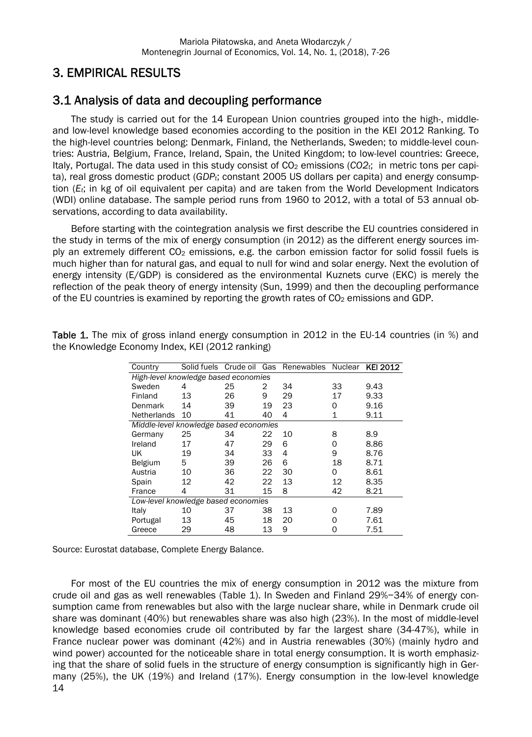## 3. EMPIRICAL RESULTS

### 3.1 Analysis of data and decoupling performance

The study is carried out for the 14 European Union countries grouped into the high-, middle- and low-level knowledge based economies according to the position in the KEI 2012 Ranking. To the high-level countries belong: Denmark, Finland, the Netherlands, Sweden; to middle-level countries: Austria, Belgium, France, Ireland, Spain, the United Kingdom; to low-level countries: Greece, Italy, Portugal. The data used in this study consist of $CO_2$ emissions ($CO2_t$; in metric tons per capita), real gross domestic product ($GDP_t$; constant 2005 US dollars per capita) and energy consumption ($E_t$; in kg of oil equivalent per capita) and are taken from the World Development Indicators (WDI) online database. The sample period runs from 1960 to 2012, with a total of 53 annual observations, according to data availability.

Before starting with the cointegration analysis we first describe the EU countries considered in the study in terms of the mix of energy consumption (in 2012) as the different energy sources imply an extremely different $CO_2$ emissions, e.g. the carbon emission factor for solid fossil fuels is much higher than for natural gas, and equal to null for wind and solar energy. Next the evolution of energy intensity (E/GDP) is considered as the environmental Kuznets curve (EKC) is merely the reflection of the peak theory of energy intensity (Sun, 1999) and then the decoupling performance of the EU countries is examined by reporting the growth rates of $CO_2$ emissions and GDP.

**Table 1.** The mix of gross inland energy consumption in 2012 in the EU-14 countries (in %) and the Knowledge Economy Index, KEI (2012 ranking)

| Country | Solid fuels | Crude oil | Gas | Renewables | Nuclear | **KEI 2012** |
|---|---|---|---|---|---|---|
| *High-level knowledge based economies* | | | | | | |
| Sweden | 4 | 25 | 2 | 34 | 33 | 9.43 |
| Finland | 13 | 26 | 9 | 29 | 17 | 9.33 |
| Denmark | 14 | 39 | 19 | 23 | 0 | 9.16 |
| Netherlands | 10 | 41 | 40 | 4 | 1 | 9.11 |
| *Middle-level knowledge based economies* | | | | | | |
| Germany | 25 | 34 | 22 | 10 | 8 | 8.9 |
| Ireland | 17 | 47 | 29 | 6 | 0 | 8.86 |
| UK | 19 | 34 | 33 | 4 | 9 | 8.76 |
| Belgium | 5 | 39 | 26 | 6 | 18 | 8.71 |
| Austria | 10 | 36 | 22 | 30 | 0 | 8.61 |
| Spain | 12 | 42 | 22 | 13 | 12 | 8.35 |
| France | 4 | 31 | 15 | 8 | 42 | 8.21 |
| *Low-level knowledge based economies* | | | | | | |
| Italy | 10 | 37 | 38 | 13 | 0 | 7.89 |
| Portugal | 13 | 45 | 18 | 20 | 0 | 7.61 |
| Greece | 29 | 48 | 13 | 9 | 0 | 7.51 |

Source: Eurostat database, Complete Energy Balance.

For most of the EU countries the mix of energy consumption in 2012 was the mixture from crude oil and gas as well renewables (Table 1). In Sweden and Finland 29%−34% of energy consumption came from renewables but also with the large nuclear share, while in Denmark crude oil share was dominant (40%) but renewables share was also high (23%). In the most of middle-level knowledge based economies crude oil contributed by far the largest share (34-47%), while in France nuclear power was dominant (42%) and in Austria renewables (30%) (mainly hydro and wind power) accounted for the noticeable share in total energy consumption. It is worth emphasizing that the share of solid fuels in the structure of energy consumption is significantly high in Germany (25%), the UK (19%) and Ireland (17%). Energy consumption in the low-level knowledge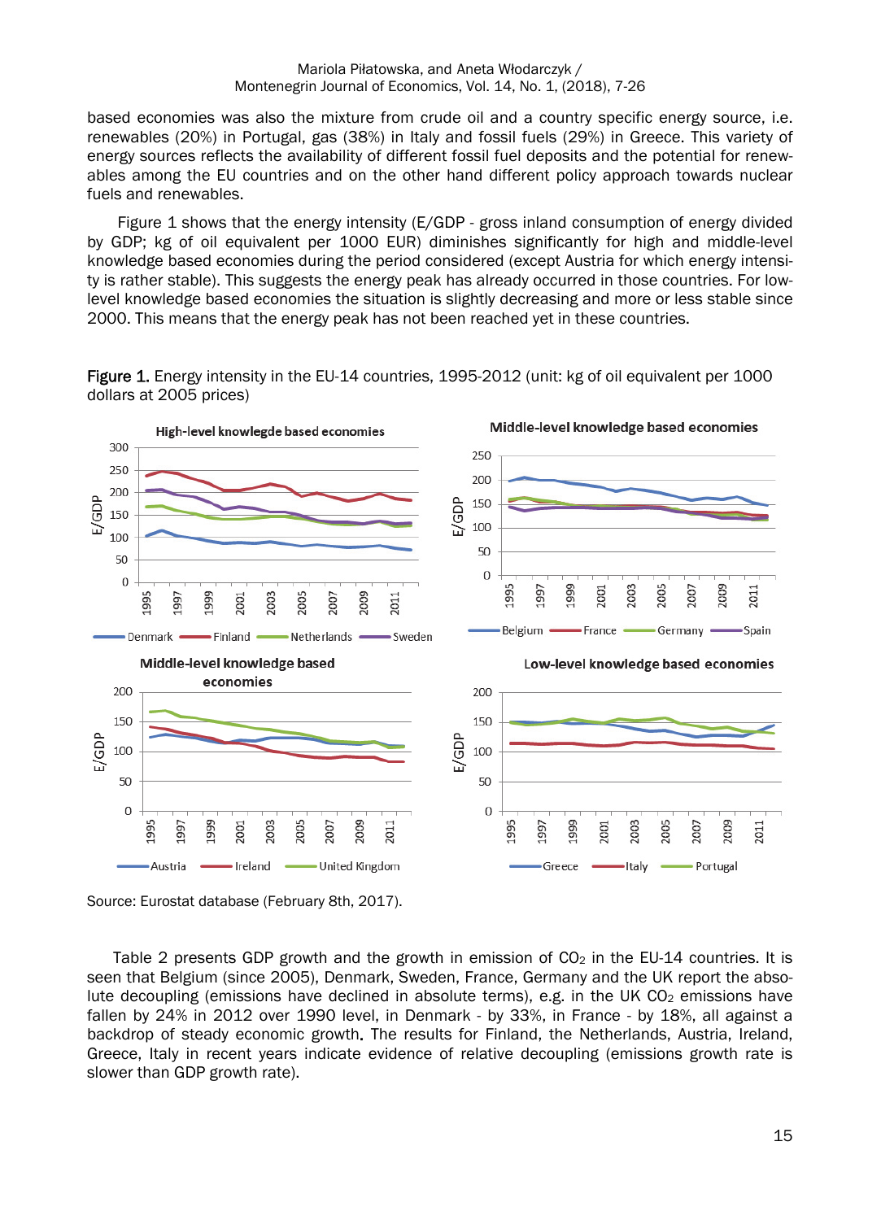based economies was also the mixture from crude oil and a country specific energy source, i.e. renewables (20%) in Portugal, gas (38%) in Italy and fossil fuels (29%) in Greece. This variety of energy sources reflects the availability of different fossil fuel deposits and the potential for renewables among the EU countries and on the other hand different policy approach towards nuclear fuels and renewables.

Figure 1 shows that the energy intensity (E/GDP - gross inland consumption of energy divided by GDP; kg of oil equivalent per 1000 EUR) diminishes significantly for high and middle-level knowledge based economies during the period considered (except Austria for which energy intensity is rather stable). This suggests the energy peak has already occurred in those countries. For low-level knowledge based economies the situation is slightly decreasing and more or less stable since 2000. This means that the energy peak has not been reached yet in these countries.

**Figure 1.** Energy intensity in the EU-14 countries, 1995-2012 (unit: kg of oil equivalent per 1000 dollars at 2005 prices)

Source: Eurostat database (February 8th, 2017).

Table 2 presents GDP growth and the growth in emission of $CO_2$ in the EU-14 countries. It is seen that Belgium (since 2005), Denmark, Sweden, France, Germany and the UK report the absolute decoupling (emissions have declined in absolute terms), e.g. in the UK $CO_2$ emissions have fallen by 24% in 2012 over 1990 level, in Denmark - by 33%, in France - by 18%, all against a backdrop of steady economic growth. The results for Finland, the Netherlands, Austria, Ireland, Greece, Italy in recent years indicate evidence of relative decoupling (emissions growth rate is slower than GDP growth rate).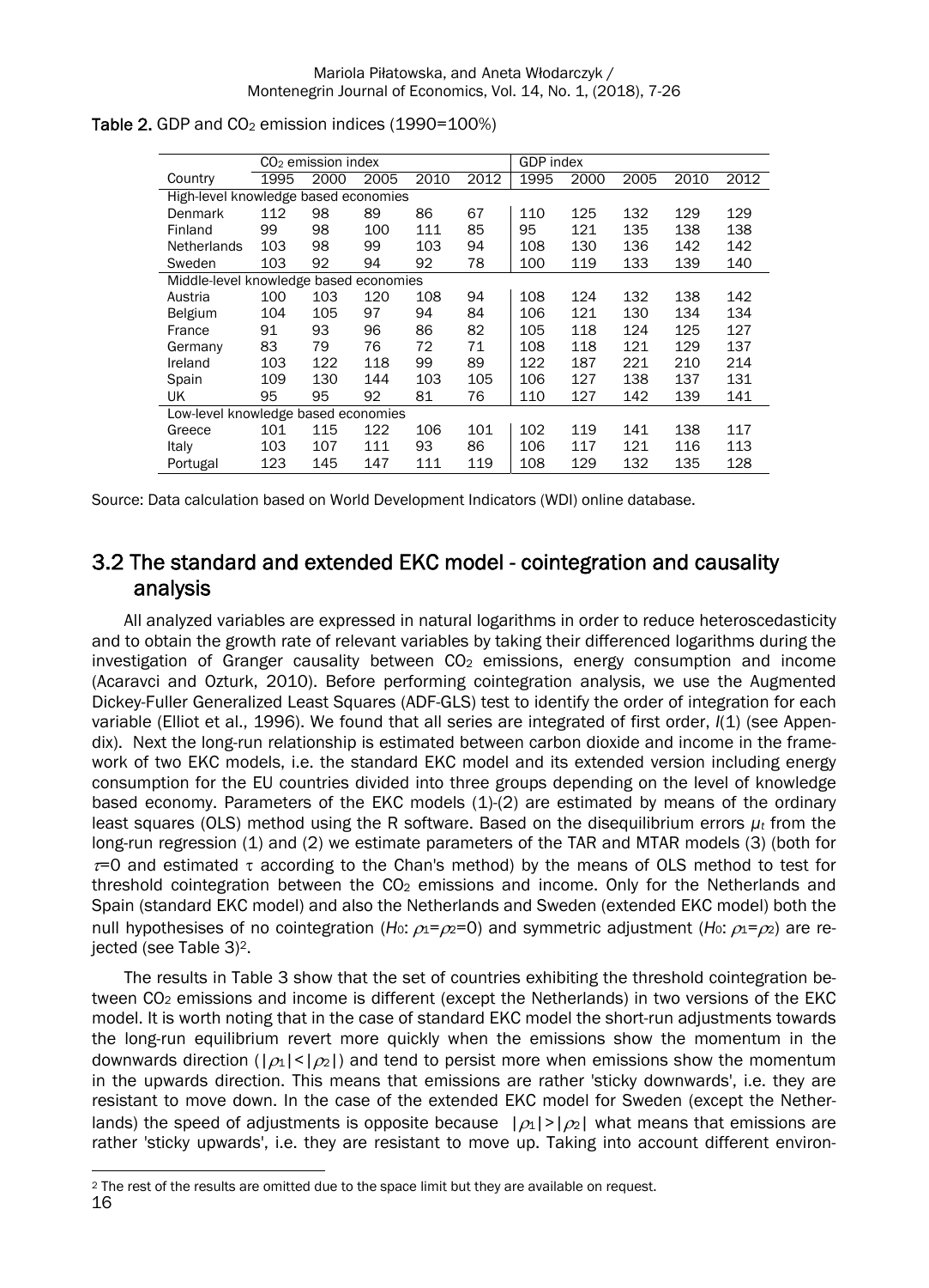**Table 2.** GDP and $CO_2$ emission indices (1990=100%)

| | $CO_2$ emission index | | | | | GDP index | | | | |
|---|---|---|---|---|---|---|---|---|---|---|
| Country | 1995 | 2000 | 2005 | 2010 | 2012 | 1995 | 2000 | 2005 | 2010 | 2012 |
| High-level knowledge based economies | | | | | | | | | | |
| Denmark | 112 | 98 | 89 | 86 | 67 | 110 | 125 | 132 | 129 | 129 |
| Finland | 99 | 98 | 100 | 111 | 85 | 95 | 121 | 135 | 138 | 138 |
| Netherlands | 103 | 98 | 99 | 103 | 94 | 108 | 130 | 136 | 142 | 142 |
| Sweden | 103 | 92 | 94 | 92 | 78 | 100 | 119 | 133 | 139 | 140 |
| Middle-level knowledge based economies | | | | | | | | | | |
| Austria | 100 | 103 | 120 | 108 | 94 | 108 | 124 | 132 | 138 | 142 |
| Belgium | 104 | 105 | 97 | 94 | 84 | 106 | 121 | 130 | 134 | 134 |
| France | 91 | 93 | 96 | 86 | 82 | 105 | 118 | 124 | 125 | 127 |
| Germany | 83 | 79 | 76 | 72 | 71 | 108 | 118 | 121 | 129 | 137 |
| Ireland | 103 | 122 | 118 | 99 | 89 | 122 | 187 | 221 | 210 | 214 |
| Spain | 109 | 130 | 144 | 103 | 105 | 106 | 127 | 138 | 137 | 131 |
| UK | 95 | 95 | 92 | 81 | 76 | 110 | 127 | 142 | 139 | 141 |
| Low-level knowledge based economies | | | | | | | | | | |
| Greece | 101 | 115 | 122 | 106 | 101 | 102 | 119 | 141 | 138 | 117 |
| Italy | 103 | 107 | 111 | 93 | 86 | 106 | 117 | 121 | 116 | 113 |
| Portugal | 123 | 145 | 147 | 111 | 119 | 108 | 129 | 132 | 135 | 128 |

Source: Data calculation based on World Development Indicators (WDI) online database.

## 3.2 The standard and extended EKC model - cointegration and causality analysis

All analyzed variables are expressed in natural logarithms in order to reduce heteroscedasticity and to obtain the growth rate of relevant variables by taking their differenced logarithms during the investigation of Granger causality between $CO_2$ emissions, energy consumption and income (Acaravci and Ozturk, 2010). Before performing cointegration analysis, we use the Augmented Dickey-Fuller Generalized Least Squares (ADF-GLS) test to identify the order of integration for each variable (Elliot et al., 1996). We found that all series are integrated of first order, *I*(1) (see Appendix). Next the long-run relationship is estimated between carbon dioxide and income in the framework of two EKC models, i.e. the standard EKC model and its extended version including energy consumption for the EU countries divided into three groups depending on the level of knowledge based economy. Parameters of the EKC models (1)-(2) are estimated by means of the ordinary least squares (OLS) method using the R software. Based on the disequilibrium errors $\mu_t$ from the long-run regression (1) and (2) we estimate parameters of the TAR and MTAR models (3) (both for $\tau$=0 and estimated $\tau$ according to the Chan's method) by the means of OLS method to test for threshold cointegration between the $CO_2$ emissions and income. Only for the Netherlands and Spain (standard EKC model) and also the Netherlands and Sweden (extended EKC model) both the null hypothesises of no cointegration ($H_0$: $\rho_1=\rho_2=0$) and symmetric adjustment ($H_0$: $\rho_1=\rho_2$) are rejected (see Table 3)[2].

The results in Table 3 show that the set of countries exhibiting the threshold cointegration between $CO_2$ emissions and income is different (except the Netherlands) in two versions of the EKC model. It is worth noting that in the case of standard EKC model the short-run adjustments towards the long-run equilibrium revert more quickly when the emissions show the momentum in the downwards direction ($|\rho_1|<|\rho_2|$) and tend to persist more when emissions show the momentum in the upwards direction. This means that emissions are rather 'sticky downwards', i.e. they are resistant to move down. In the case of the extended EKC model for Sweden (except the Netherlands) the speed of adjustments is opposite because $|\rho_1|>|\rho_2|$ what means that emissions are rather 'sticky upwards', i.e. they are resistant to move up. Taking into account different environ-

[2] The rest of the results are omitted due to the space limit but they are available on request.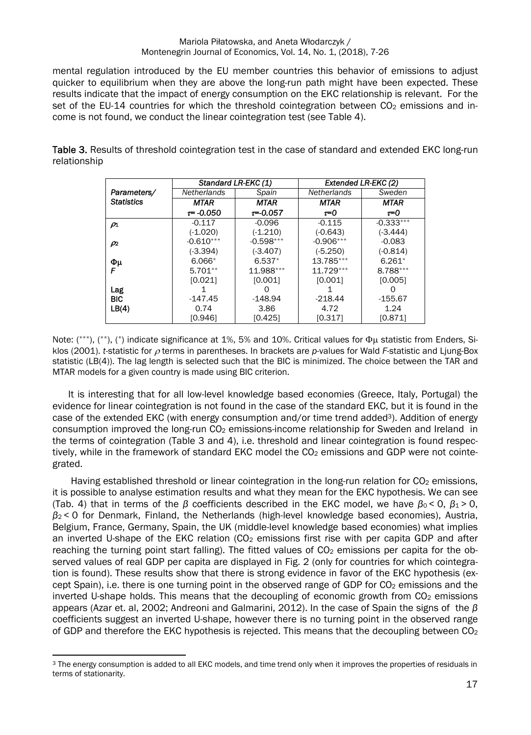mental regulation introduced by the EU member countries this behavior of emissions to adjust quicker to equilibrium when they are above the long-run path might have been expected. These results indicate that the impact of energy consumption on the EKC relationship is relevant. For the set of the EU-14 countries for which the threshold cointegration between $CO_2$ emissions and income is not found, we conduct the linear cointegration test (see Table 4).

**Table 3.** Results of threshold cointegration test in the case of standard and extended EKC long-run relationship

| *Parameters/ Statistics* | *Standard LR-EKC (1)* | | *Extended LR-EKC (2)* | |
|---|---|---|---|---|
| | *Netherlands* | *Spain* | *Netherlands* | *Sweden* |
| | ***MTAR*** | ***MTAR*** | ***MTAR*** | ***MTAR*** |
| | $\tau = -0.050$ | $\tau = -0.057$ | $\tau = 0$ | $\tau = 0$ |
| $\rho_1$ | -0.117 | -0.096 | -0.115 | -0.333*** |
| | (-1.020) | (-1.210) | (-0.643) | (-3.444) |
| $\rho_2$ | -0.610*** | -0.598*** | -0.906*** | -0.083 |
| | (-3.394) | (-3.407) | (-5.250) | (-0.814) |
| $\Phi\mu$ | 6.066* | 6.537* | 13.785*** | 6.261* |
| *F* | 5.701** | 11.988*** | 11.729*** | 8.788*** |
| | [0.021] | [0.001] | [0.001] | [0.005] |
| Lag | 1 | 0 | 1 | 0 |
| BIC | -147.45 | -148.94 | -218.44 | -155.67 |
| LB(4) | 0.74 | 3.86 | 4.72 | 1.24 |
| | [0.946] | [0.425] | [0.317] | [0.871] |

Note: (***), (**), (*) indicate significance at 1%, 5% and 10%. Critical values for $\Phi\mu$ statistic from Enders, Siklos (2001). *t*-statistic for $\rho$ terms in parentheses. In brackets are *p*-values for Wald *F*-statistic and Ljung-Box statistic (LB(4)). The lag length is selected such that the BIC is minimized. The choice between the TAR and MTAR models for a given country is made using BIC criterion.

It is interesting that for all low-level knowledge based economies (Greece, Italy, Portugal) the evidence for linear cointegration is not found in the case of the standard EKC, but it is found in the case of the extended EKC (with energy consumption and/or time trend added[3]). Addition of energy consumption improved the long-run $CO_2$ emissions-income relationship for Sweden and Ireland in the terms of cointegration (Table 3 and 4), i.e. threshold and linear cointegration is found respectively, while in the framework of standard EKC model the $CO_2$ emissions and GDP were not cointegrated.

Having established threshold or linear cointegration in the long-run relation for $CO_2$ emissions, it is possible to analyse estimation results and what they mean for the EKC hypothesis. We can see (Tab. 4) that in terms of the $\beta$ coefficients described in the EKC model, we have $\beta_0 < 0$, $\beta_1 > 0$, $\beta_2 < 0$ for Denmark, Finland, the Netherlands (high-level knowledge based economies), Austria, Belgium, France, Germany, Spain, the UK (middle-level knowledge based economies) what implies an inverted U-shape of the EKC relation ($CO_2$ emissions first rise with per capita GDP and after reaching the turning point start falling). The fitted values of $CO_2$ emissions per capita for the observed values of real GDP per capita are displayed in Fig. 2 (only for countries for which cointegration is found). These results show that there is strong evidence in favor of the EKC hypothesis (except Spain), i.e. there is one turning point in the observed range of GDP for $CO_2$ emissions and the inverted U-shape holds. This means that the decoupling of economic growth from $CO_2$ emissions appears (Azar et. al, 2002; Andreoni and Galmarini, 2012). In the case of Spain the signs of the $\beta$ coefficients suggest an inverted U-shape, however there is no turning point in the observed range of GDP and therefore the EKC hypothesis is rejected. This means that the decoupling between $CO_2$

[3] The energy consumption is added to all EKC models, and time trend only when it improves the properties of residuals in terms of stationarity.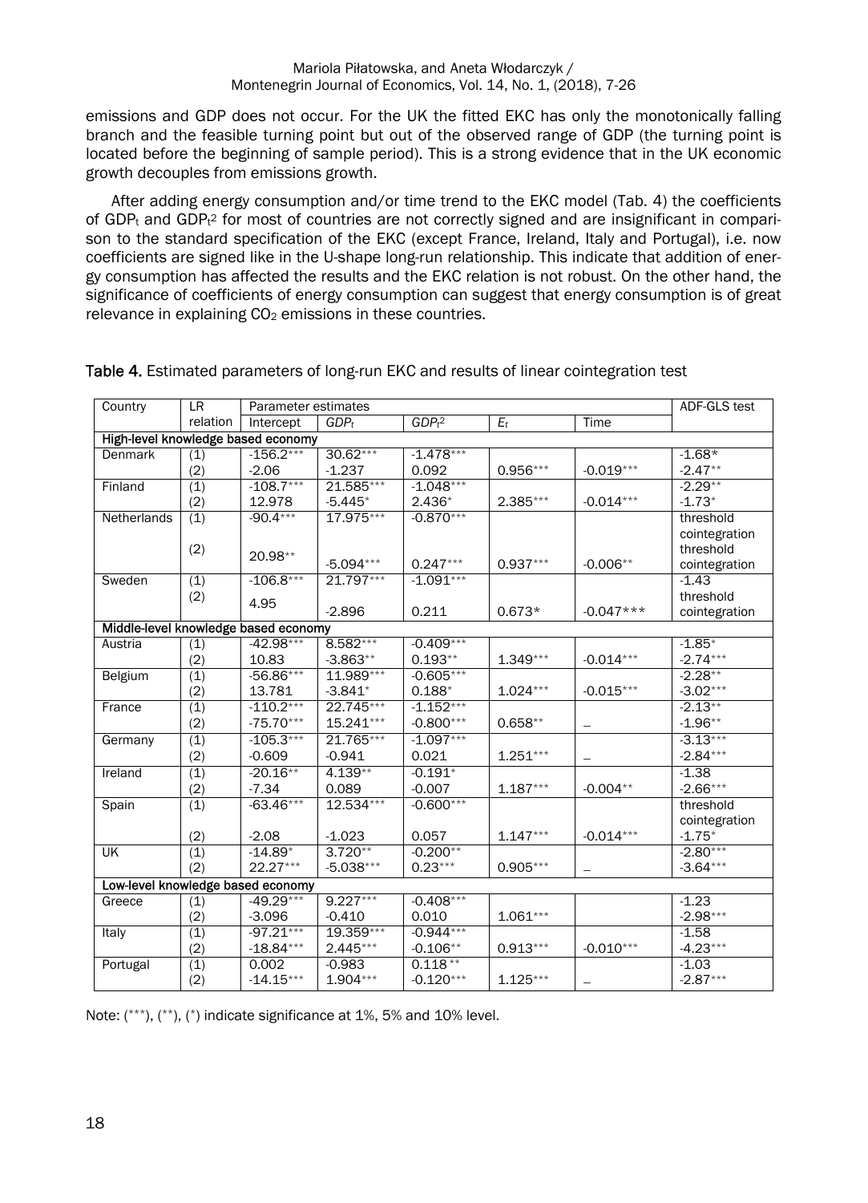emissions and GDP does not occur. For the UK the fitted EKC has only the monotonically falling branch and the feasible turning point but out of the observed range of GDP (the turning point is located before the beginning of sample period). This is a strong evidence that in the UK economic growth decouples from emissions growth.

After adding energy consumption and/or time trend to the EKC model (Tab. 4) the coefficients of $GDP_t$ and $GDP_t^2$ for most of countries are not correctly signed and are insignificant in comparison to the standard specification of the EKC (except France, Ireland, Italy and Portugal), i.e. now coefficients are signed like in the U-shape long-run relationship. This indicate that addition of energy consumption has affected the results and the EKC relation is not robust. On the other hand, the significance of coefficients of energy consumption can suggest that energy consumption is of great relevance in explaining $CO_2$ emissions in these countries.

**Table 4.** Estimated parameters of long-run EKC and results of linear cointegration test

| Country | LR relation | Parameter estimates | | | | | ADF-GLS test |
|---|---|---|---|---|---|---|---|
| | | Intercept | $GDP_t$ | $GDP_t^2$ | $E_t$ | Time | |
| **High-level knowledge based economy** | | | | | | | |
| Denmark | (1) | -156.2*** | 30.62*** | -1.478*** | | | -1.68* |
| | (2) | -2.06 | -1.237 | 0.092 | 0.956*** | -0.019*** | -2.47** |
| Finland | (1) | -108.7*** | 21.585*** | -1.048*** | | | -2.29** |
| | (2) | 12.978 | -5.445* | 2.436* | 2.385*** | -0.014*** | -1.73* |
| Netherlands | (1) | -90.4*** | 17.975*** | -0.870*** | | | threshold cointegration |
| | (2) | 20.98** | -5.094*** | 0.247*** | 0.937*** | -0.006** | threshold cointegration |
| Sweden | (1) | -106.8*** | 21.797*** | -1.091*** | | | -1.43 |
| | (2) | 4.95 | -2.896 | 0.211 | 0.673* | -0.047*** | threshold cointegration |
| **Middle-level knowledge based economy** | | | | | | | |
| Austria | (1) | -42.98*** | 8.582*** | -0.409*** | | | -1.85* |
| | (2) | 10.83 | -3.863** | 0.193** | 1.349*** | -0.014*** | -2.74*** |
| Belgium | (1) | -56.86*** | 11.989*** | -0.605*** | | | -2.28** |
| | (2) | 13.781 | -3.841* | 0.188* | 1.024*** | -0.015*** | -3.02*** |
| France | (1) | -110.2*** | 22.745*** | -1.152*** | | | -2.13** |
| | (2) | -75.70*** | 15.241*** | -0.800*** | 0.658** | – | -1.96** |
| Germany | (1) | -105.3*** | 21.765*** | -1.097*** | | | -3.13*** |
| | (2) | -0.609 | -0.941 | 0.021 | 1.251*** | – | -2.84*** |
| Ireland | (1) | -20.16** | 4.139** | -0.191* | | | -1.38 |
| | (2) | -7.34 | 0.089 | -0.007 | 1.187*** | -0.004** | -2.66*** |
| Spain | (1) | -63.46*** | 12.534*** | -0.600*** | | | threshold cointegration |
| | (2) | -2.08 | -1.023 | 0.057 | 1.147*** | -0.014*** | -1.75* |
| UK | (1) | -14.89* | 3.720** | -0.200** | | | -2.80*** |
| | (2) | 22.27*** | -5.038*** | 0.23*** | 0.905*** | – | -3.64*** |
| **Low-level knowledge based economy** | | | | | | | |
| Greece | (1) | -49.29*** | 9.227*** | -0.408*** | | | -1.23 |
| | (2) | -3.096 | -0.410 | 0.010 | 1.061*** | | -2.98*** |
| Italy | (1) | -97.21*** | 19.359*** | -0.944*** | | | -1.58 |
| | (2) | -18.84*** | 2.445*** | -0.106** | 0.913*** | -0.010*** | -4.23*** |
| Portugal | (1) | 0.002 | -0.983 | 0.118** | | | -1.03 |
| | (2) | -14.15*** | 1.904*** | -0.120*** | 1.125*** | – | -2.87*** |

Note: (***), (**), (*) indicate significance at 1%, 5% and 10% level.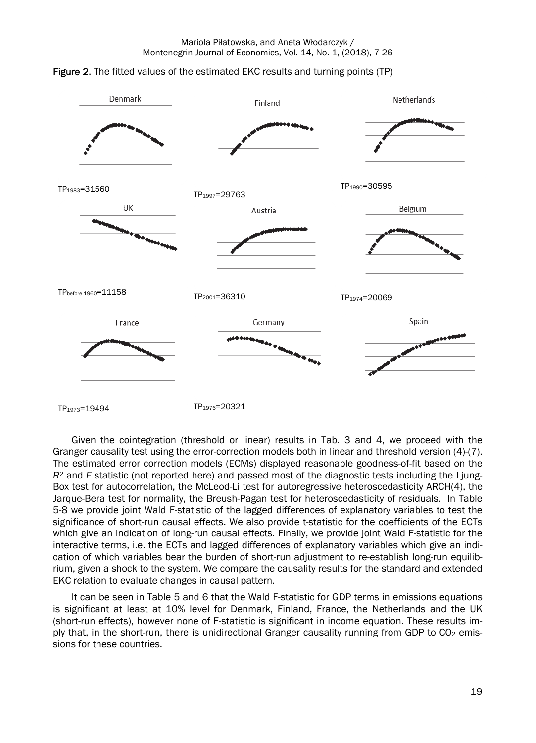**Figure 2.** The fitted values of the estimated EKC results and turning points (TP)

Denmark — $TP_{1983}$=31560

Finland — $TP_{1997}$=29763

Netherlands — $TP_{1990}$=30595

UK — $TP_{\text{before } 1960}$=11158

Austria — $TP_{2001}$=36310

Belgium — $TP_{1974}$=20069

France — $TP_{1973}$=19494

Germany — $TP_{1976}$=20321

Spain

Given the cointegration (threshold or linear) results in Tab. 3 and 4, we proceed with the Granger causality test using the error-correction models both in linear and threshold version (4)-(7). The estimated error correction models (ECMs) displayed reasonable goodness-of-fit based on the $R^2$ and *F* statistic (not reported here) and passed most of the diagnostic tests including the Ljung-Box test for autocorrelation, the McLeod-Li test for autoregressive heteroscedasticity ARCH(4), the Jarque-Bera test for normality, the Breush-Pagan test for heteroscedasticity of residuals. In Table 5-8 we provide joint Wald F-statistic of the lagged differences of explanatory variables to test the significance of short-run causal effects. We also provide t-statistic for the coefficients of the ECTs which give an indication of long-run causal effects. Finally, we provide joint Wald F-statistic for the interactive terms, i.e. the ECTs and lagged differences of explanatory variables which give an indication of which variables bear the burden of short-run adjustment to re-establish long-run equilibrium, given a shock to the system. We compare the causality results for the standard and extended EKC relation to evaluate changes in causal pattern.

It can be seen in Table 5 and 6 that the Wald F-statistic for GDP terms in emissions equations is significant at least at 10% level for Denmark, Finland, France, the Netherlands and the UK (short-run effects), however none of F-statistic is significant in income equation. These results imply that, in the short-run, there is unidirectional Granger causality running from GDP to $CO_2$ emissions for these countries.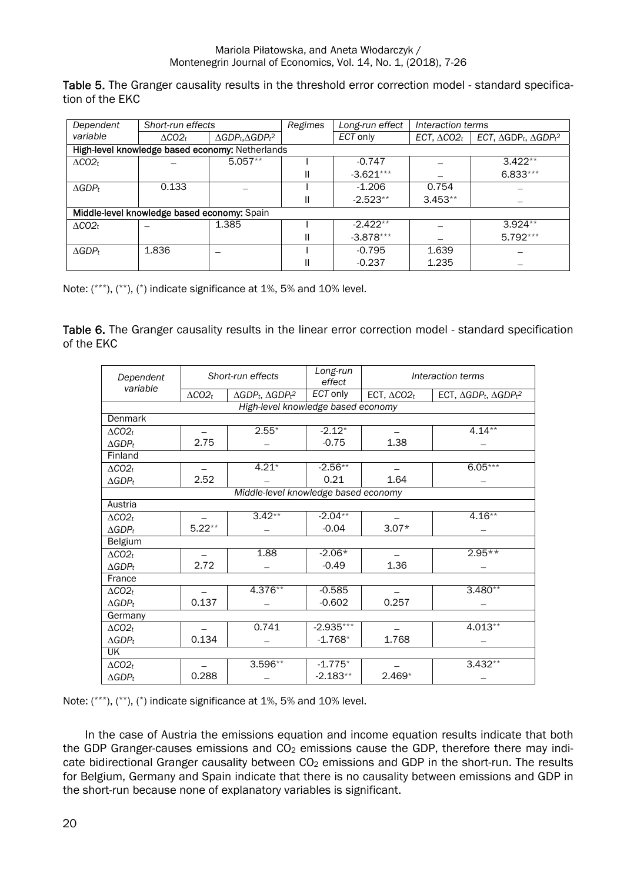**Table 5.** The Granger causality results in the threshold error correction model - standard specification of the EKC

| Dependent variable | Short-run effects | | Regimes | Long-run effect | Interaction terms | |
|---|---|---|---|---|---|---|
| | $\Delta CO2_t$ | $\Delta GDP_t, \Delta GDP_t^2$ | | *ECT* only | *ECT*, $\Delta CO2_t$ | *ECT*, $\Delta GDP_t$, $\Delta GDP_t^2$ |
| **High-level knowledge based economy:** Netherlands | | | | | | |
| $\Delta CO2_t$ | – | 5.057** | I | -0.747 | – | 3.422** |
| | | | II | -3.621*** | – | 6.833*** |
| $\Delta GDP_t$ | 0.133 | – | I | -1.206 | 0.754 | – |
| | | | II | -2.523** | 3.453** | – |
| **Middle-level knowledge based economy:** Spain | | | | | | |
| $\Delta CO2_t$ | – | 1.385 | I | -2.422** | – | 3.924** |
| | | | II | -3.878*** | – | 5.792*** |
| $\Delta GDP_t$ | 1.836 | – | I | -0.795 | 1.639 | – |
| | | | II | -0.237 | 1.235 | – |

Note: (***), (**), (*) indicate significance at 1%, 5% and 10% level.

**Table 6.** The Granger causality results in the linear error correction model - standard specification of the EKC

| Dependent variable | Short-run effects | | Long-run effect | Interaction terms | |
|---|---|---|---|---|---|
| | $\Delta CO2_t$ | $\Delta GDP_t$, $\Delta GDP_t^2$ | *ECT* only | ECT, $\Delta CO2_t$ | ECT, $\Delta GDP_t$, $\Delta GDP_t^2$ |
| *High-level knowledge based economy* | | | | | |
| Denmark | | | | | |
| $\Delta CO2_t$ | – | 2.55* | -2.12* | – | 4.14** |
| $\Delta GDP_t$ | 2.75 | – | -0.75 | 1.38 | – |
| Finland | | | | | |
| $\Delta CO2_t$ | – | 4.21* | -2.56** | – | 6.05*** |
| $\Delta GDP_t$ | 2.52 | – | 0.21 | 1.64 | – |
| *Middle-level knowledge based economy* | | | | | |
| Austria | | | | | |
| $\Delta CO2_t$ | – | 3.42** | -2.04** | – | 4.16** |
| $\Delta GDP_t$ | 5.22** | – | -0.04 | 3.07* | – |
| Belgium | | | | | |
| $\Delta CO2_t$ | – | 1.88 | -2.06* | – | 2.95** |
| $\Delta GDP_t$ | 2.72 | – | -0.49 | 1.36 | – |
| France | | | | | |
| $\Delta CO2_t$ | – | 4.376** | -0.585 | – | 3.480** |
| $\Delta GDP_t$ | 0.137 | – | -0.602 | 0.257 | – |
| Germany | | | | | |
| $\Delta CO2_t$ | – | 0.741 | -2.935*** | – | 4.013** |
| $\Delta GDP_t$ | 0.134 | – | -1.768* | 1.768 | – |
| UK | | | | | |
| $\Delta CO2_t$ | – | 3.596** | -1.775* | – | 3.432** |
| $\Delta GDP_t$ | 0.288 | – | -2.183** | 2.469* | – |

Note: (***), (**), (*) indicate significance at 1%, 5% and 10% level.

In the case of Austria the emissions equation and income equation results indicate that both the GDP Granger-causes emissions and $CO_2$ emissions cause the GDP, therefore there may indicate bidirectional Granger causality between $CO_2$ emissions and GDP in the short-run. The results for Belgium, Germany and Spain indicate that there is no causality between emissions and GDP in the short-run because none of explanatory variables is significant.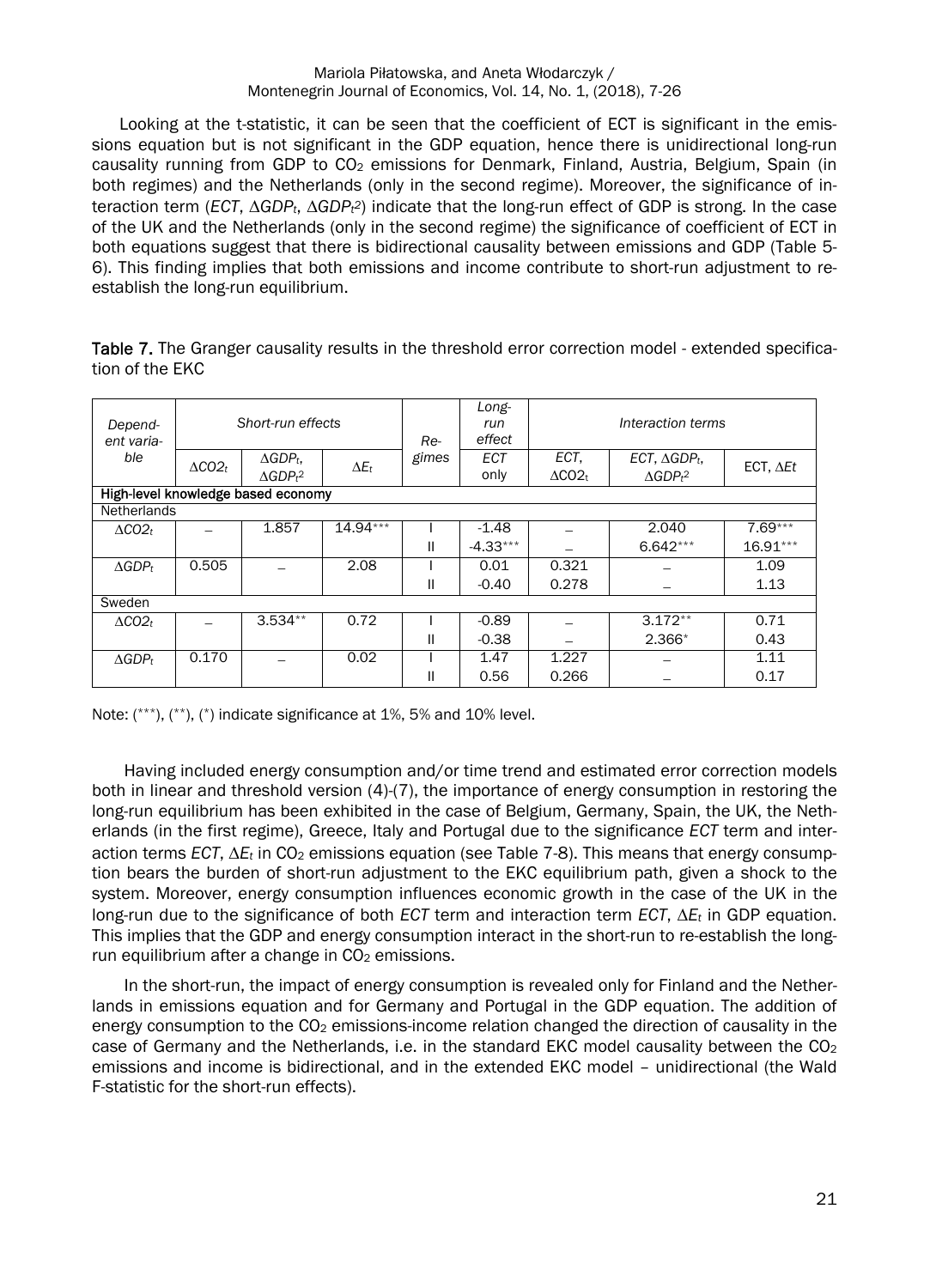Looking at the t-statistic, it can be seen that the coefficient of ECT is significant in the emissions equation but is not significant in the GDP equation, hence there is unidirectional long-run causality running from GDP to $CO_2$ emissions for Denmark, Finland, Austria, Belgium, Spain (in both regimes) and the Netherlands (only in the second regime). Moreover, the significance of interaction term (*ECT*, $\Delta GDP_t$, $\Delta GDP_t^2$) indicate that the long-run effect of GDP is strong. In the case of the UK and the Netherlands (only in the second regime) the significance of coefficient of ECT in both equations suggest that there is bidirectional causality between emissions and GDP (Table 5-6). This finding implies that both emissions and income contribute to short-run adjustment to re-establish the long-run equilibrium.

**Table 7.** The Granger causality results in the threshold error correction model - extended specification of the EKC

| *Dependent variable* | *Short-run effects* | | | *Regimes* | *Long-run effect* | *Interaction terms* | | |
|---|---|---|---|---|---|---|---|---|
| | $\Delta CO2_t$ | $\Delta GDP_t$, $\Delta GDP_t^2$ | $\Delta E_t$ | | *ECT only* | *ECT*, $\Delta CO2_t$ | *ECT*, $\Delta GDP_t$, $\Delta GDP_t^2$ | ECT, $\Delta Et$ |
| **High-level knowledge based economy** | | | | | | | | |
| Netherlands | | | | | | | | |
| $\Delta CO2_t$ | – | 1.857 | 14.94*** | I | -1.48 | – | 2.040 | 7.69*** |
| | | | | II | -4.33*** | – | 6.642*** | 16.91*** |
| $\Delta GDP_t$ | 0.505 | – | 2.08 | I | 0.01 | 0.321 | – | 1.09 |
| | | | | II | -0.40 | 0.278 | – | 1.13 |
| Sweden | | | | | | | | |
| $\Delta CO2_t$ | – | 3.534** | 0.72 | I | -0.89 | – | 3.172** | 0.71 |
| | | | | II | -0.38 | – | 2.366* | 0.43 |
| $\Delta GDP_t$ | 0.170 | – | 0.02 | I | 1.47 | 1.227 | – | 1.11 |
| | | | | II | 0.56 | 0.266 | – | 0.17 |

Note: (***), (**), (*) indicate significance at 1%, 5% and 10% level.

Having included energy consumption and/or time trend and estimated error correction models both in linear and threshold version (4)-(7), the importance of energy consumption in restoring the long-run equilibrium has been exhibited in the case of Belgium, Germany, Spain, the UK, the Netherlands (in the first regime), Greece, Italy and Portugal due to the significance *ECT* term and interaction terms *ECT*, $\Delta E_t$ in $CO_2$ emissions equation (see Table 7-8). This means that energy consumption bears the burden of short-run adjustment to the EKC equilibrium path, given a shock to the system. Moreover, energy consumption influences economic growth in the case of the UK in the long-run due to the significance of both *ECT* term and interaction term *ECT*, $\Delta E_t$ in GDP equation. This implies that the GDP and energy consumption interact in the short-run to re-establish the long-run equilibrium after a change in $CO_2$ emissions.

In the short-run, the impact of energy consumption is revealed only for Finland and the Netherlands in emissions equation and for Germany and Portugal in the GDP equation. The addition of energy consumption to the $CO_2$ emissions-income relation changed the direction of causality in the case of Germany and the Netherlands, i.e. in the standard EKC model causality between the $CO_2$ emissions and income is bidirectional, and in the extended EKC model – unidirectional (the Wald F-statistic for the short-run effects).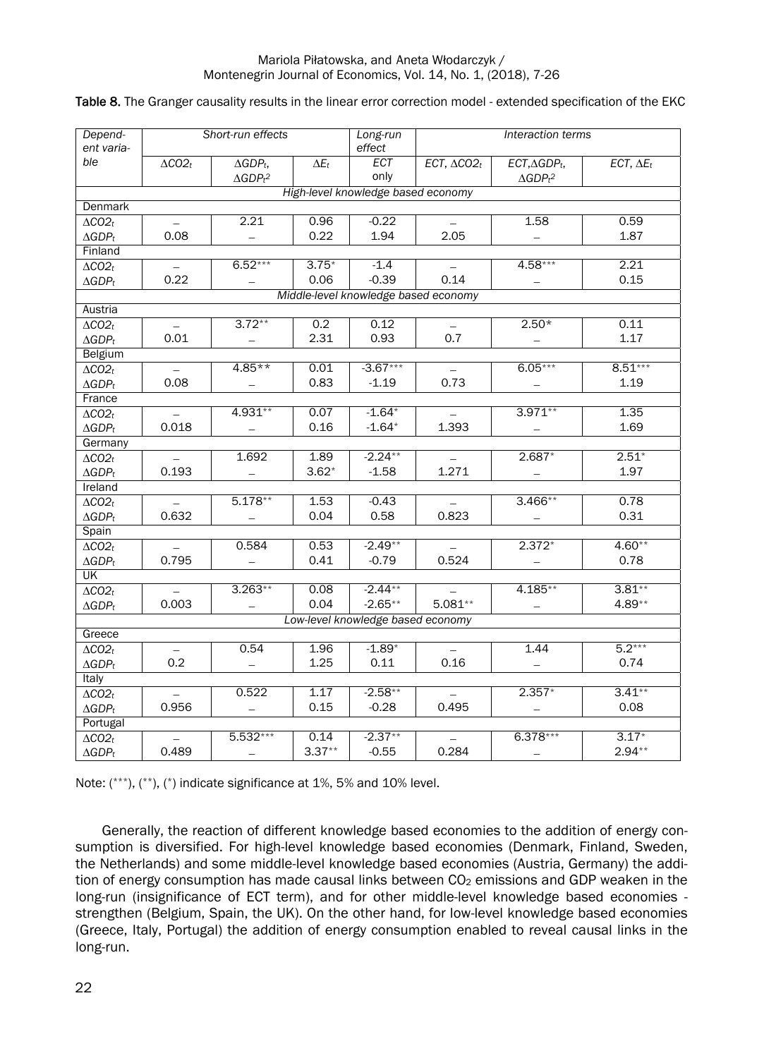**Table 8.** The Granger causality results in the linear error correction model - extended specification of the EKC

| *Dependent variable* | *Short-run effects* | | | *Long-run effect* | *Interaction terms* | | |
|---|---|---|---|---|---|---|---|
| | $\Delta CO2_t$ | $\Delta GDP_t$, $\Delta GDP_t^2$ | $\Delta E_t$ | *ECT only* | *ECT*, $\Delta CO2_t$ | *ECT*, $\Delta GDP_t$, $\Delta GDP_t^2$ | *ECT*, $\Delta E_t$ |
| *High-level knowledge based economy* | | | | | | | |
| Denmark | | | | | | | |
| $\Delta CO2_t$ | – | 2.21 | 0.96 | -0.22 | – | 1.58 | 0.59 |
| $\Delta GDP_t$ | 0.08 | – | 0.22 | 1.94 | 2.05 | – | 1.87 |
| Finland | | | | | | | |
| $\Delta CO2_t$ | – | 6.52*** | 3.75* | -1.4 | – | 4.58*** | 2.21 |
| $\Delta GDP_t$ | 0.22 | – | 0.06 | -0.39 | 0.14 | – | 0.15 |
| *Middle-level knowledge based economy* | | | | | | | |
| Austria | | | | | | | |
| $\Delta CO2_t$ | – | 3.72** | 0.2 | 0.12 | – | 2.50* | 0.11 |
| $\Delta GDP_t$ | 0.01 | – | 2.31 | 0.93 | 0.7 | – | 1.17 |
| Belgium | | | | | | | |
| $\Delta CO2_t$ | – | 4.85** | 0.01 | -3.67*** | – | 6.05*** | 8.51*** |
| $\Delta GDP_t$ | 0.08 | – | 0.83 | -1.19 | 0.73 | – | 1.19 |
| France | | | | | | | |
| $\Delta CO2_t$ | – | 4.931** | 0.07 | -1.64* | – | 3.971** | 1.35 |
| $\Delta GDP_t$ | 0.018 | – | 0.16 | -1.64* | 1.393 | – | 1.69 |
| Germany | | | | | | | |
| $\Delta CO2_t$ | – | 1.692 | 1.89 | -2.24** | – | 2.687* | 2.51* |
| $\Delta GDP_t$ | 0.193 | – | 3.62* | -1.58 | 1.271 | – | 1.97 |
| Ireland | | | | | | | |
| $\Delta CO2_t$ | – | 5.178** | 1.53 | -0.43 | – | 3.466** | 0.78 |
| $\Delta GDP_t$ | 0.632 | – | 0.04 | 0.58 | 0.823 | – | 0.31 |
| Spain | | | | | | | |
| $\Delta CO2_t$ | – | 0.584 | 0.53 | -2.49** | – | 2.372* | 4.60** |
| $\Delta GDP_t$ | 0.795 | – | 0.41 | -0.79 | 0.524 | – | 0.78 |
| UK | | | | | | | |
| $\Delta CO2_t$ | – | 3.263** | 0.08 | -2.44** | – | 4.185** | 3.81** |
| $\Delta GDP_t$ | 0.003 | – | 0.04 | -2.65** | 5.081** | – | 4.89** |
| *Low-level knowledge based economy* | | | | | | | |
| Greece | | | | | | | |
| $\Delta CO2_t$ | – | 0.54 | 1.96 | -1.89* | – | 1.44 | 5.2*** |
| $\Delta GDP_t$ | 0.2 | – | 1.25 | 0.11 | 0.16 | – | 0.74 |
| Italy | | | | | | | |
| $\Delta CO2_t$ | – | 0.522 | 1.17 | -2.58** | – | 2.357* | 3.41** |
| $\Delta GDP_t$ | 0.956 | – | 0.15 | -0.28 | 0.495 | – | 0.08 |
| Portugal | | | | | | | |
| $\Delta CO2_t$ | – | 5.532*** | 0.14 | -2.37** | – | 6.378*** | 3.17* |
| $\Delta GDP_t$ | 0.489 | – | 3.37** | -0.55 | 0.284 | – | 2.94** |

Note: (***), (**), (*) indicate significance at 1%, 5% and 10% level.

Generally, the reaction of different knowledge based economies to the addition of energy consumption is diversified. For high-level knowledge based economies (Denmark, Finland, Sweden, the Netherlands) and some middle-level knowledge based economies (Austria, Germany) the addition of energy consumption has made causal links between $CO_2$ emissions and GDP weaken in the long-run (insignificance of ECT term), and for other middle-level knowledge based economies - strengthen (Belgium, Spain, the UK). On the other hand, for low-level knowledge based economies (Greece, Italy, Portugal) the addition of energy consumption enabled to reveal causal links in the long-run.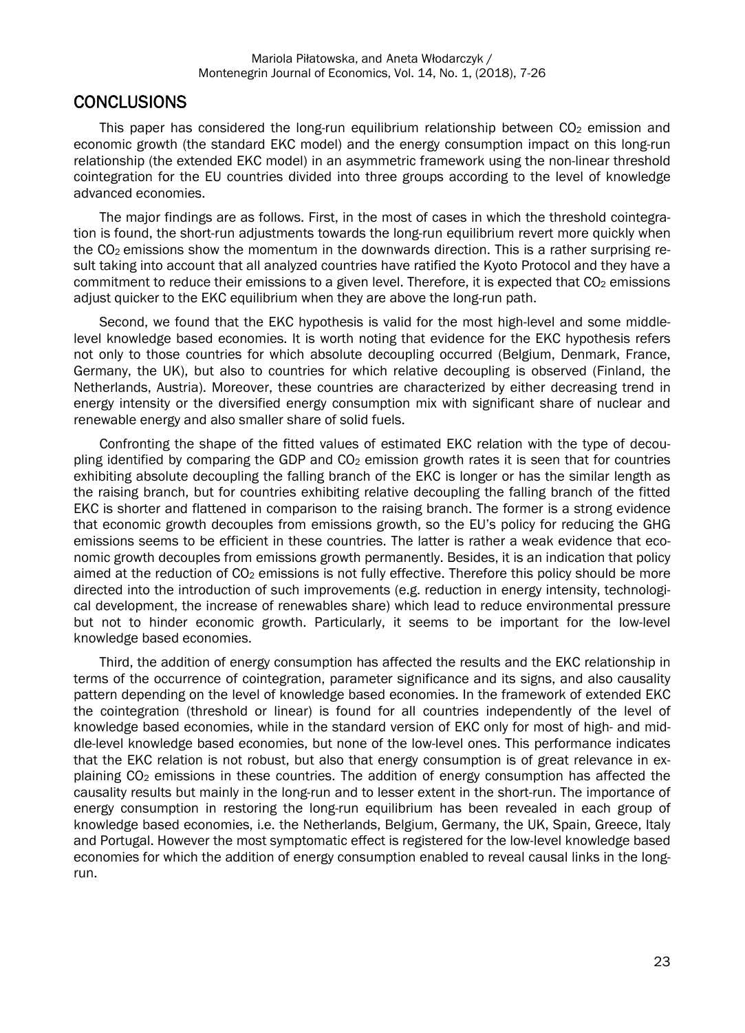## CONCLUSIONS

This paper has considered the long-run equilibrium relationship between $CO_2$ emission and economic growth (the standard EKC model) and the energy consumption impact on this long-run relationship (the extended EKC model) in an asymmetric framework using the non-linear threshold cointegration for the EU countries divided into three groups according to the level of knowledge advanced economies.

The major findings are as follows. First, in the most of cases in which the threshold cointegration is found, the short-run adjustments towards the long-run equilibrium revert more quickly when the $CO_2$ emissions show the momentum in the downwards direction. This is a rather surprising result taking into account that all analyzed countries have ratified the Kyoto Protocol and they have a commitment to reduce their emissions to a given level. Therefore, it is expected that $CO_2$ emissions adjust quicker to the EKC equilibrium when they are above the long-run path.

Second, we found that the EKC hypothesis is valid for the most high-level and some middle-level knowledge based economies. It is worth noting that evidence for the EKC hypothesis refers not only to those countries for which absolute decoupling occurred (Belgium, Denmark, France, Germany, the UK), but also to countries for which relative decoupling is observed (Finland, the Netherlands, Austria). Moreover, these countries are characterized by either decreasing trend in energy intensity or the diversified energy consumption mix with significant share of nuclear and renewable energy and also smaller share of solid fuels.

Confronting the shape of the fitted values of estimated EKC relation with the type of decoupling identified by comparing the GDP and $CO_2$ emission growth rates it is seen that for countries exhibiting absolute decoupling the falling branch of the EKC is longer or has the similar length as the raising branch, but for countries exhibiting relative decoupling the falling branch of the fitted EKC is shorter and flattened in comparison to the raising branch. The former is a strong evidence that economic growth decouples from emissions growth, so the EU's policy for reducing the GHG emissions seems to be efficient in these countries. The latter is rather a weak evidence that economic growth decouples from emissions growth permanently. Besides, it is an indication that policy aimed at the reduction of $CO_2$ emissions is not fully effective. Therefore this policy should be more directed into the introduction of such improvements (e.g. reduction in energy intensity, technological development, the increase of renewables share) which lead to reduce environmental pressure but not to hinder economic growth. Particularly, it seems to be important for the low-level knowledge based economies.

Third, the addition of energy consumption has affected the results and the EKC relationship in terms of the occurrence of cointegration, parameter significance and its signs, and also causality pattern depending on the level of knowledge based economies. In the framework of extended EKC the cointegration (threshold or linear) is found for all countries independently of the level of knowledge based economies, while in the standard version of EKC only for most of high- and middle-level knowledge based economies, but none of the low-level ones. This performance indicates that the EKC relation is not robust, but also that energy consumption is of great relevance in explaining $CO_2$ emissions in these countries. The addition of energy consumption has affected the causality results but mainly in the long-run and to lesser extent in the short-run. The importance of energy consumption in restoring the long-run equilibrium has been revealed in each group of knowledge based economies, i.e. the Netherlands, Belgium, Germany, the UK, Spain, Greece, Italy and Portugal. However the most symptomatic effect is registered for the low-level knowledge based economies for which the addition of energy consumption enabled to reveal causal links in the long-run.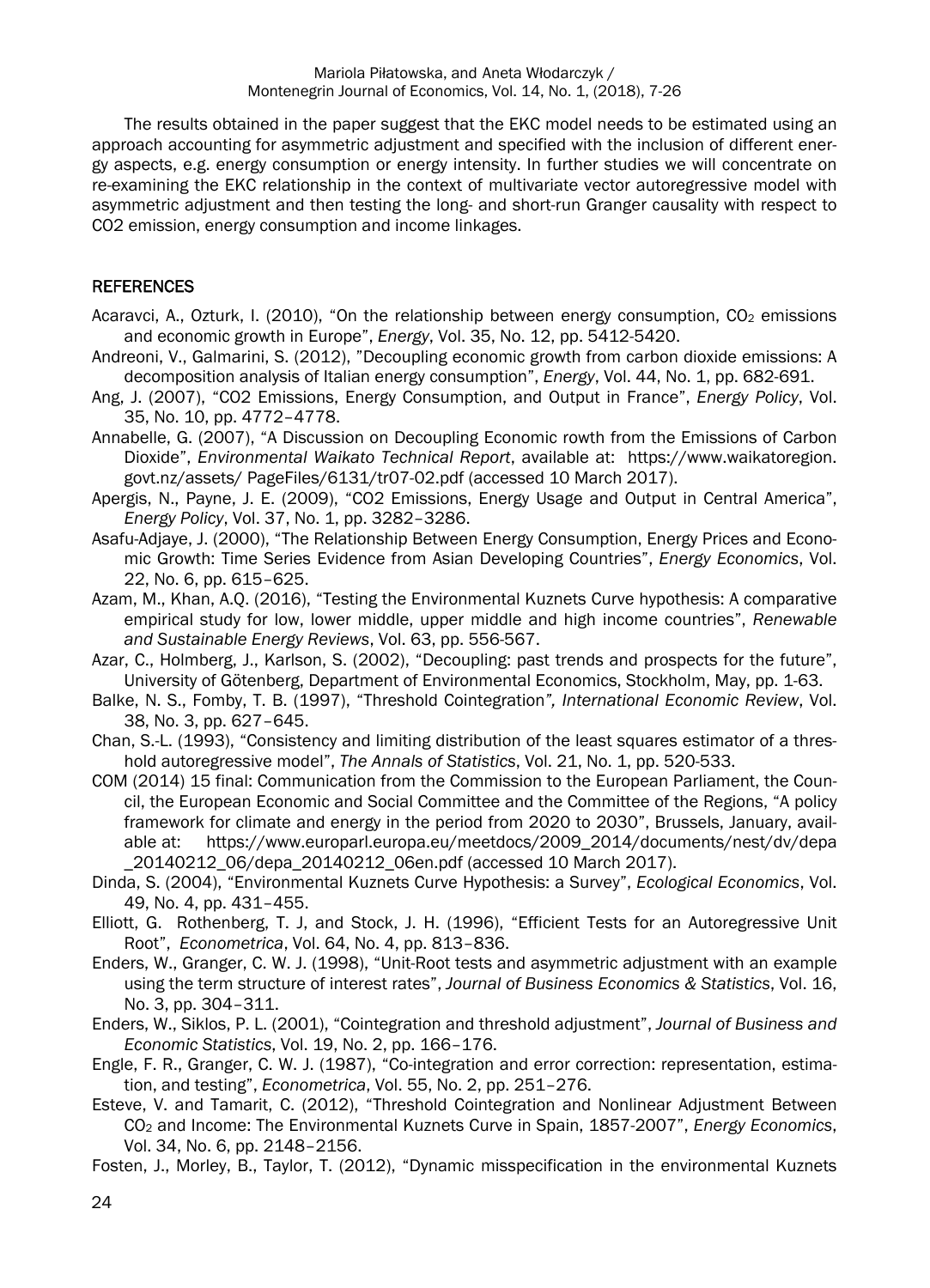The results obtained in the paper suggest that the EKC model needs to be estimated using an approach accounting for asymmetric adjustment and specified with the inclusion of different energy aspects, e.g. energy consumption or energy intensity. In further studies we will concentrate on re-examining the EKC relationship in the context of multivariate vector autoregressive model with asymmetric adjustment and then testing the long- and short-run Granger causality with respect to CO2 emission, energy consumption and income linkages.

## REFERENCES

Acaravci, A., Ozturk, I. (2010), "On the relationship between energy consumption, $CO_2$ emissions and economic growth in Europe", *Energy*, Vol. 35, No. 12, pp. 5412-5420.

Andreoni, V., Galmarini, S. (2012), "Decoupling economic growth from carbon dioxide emissions: A decomposition analysis of Italian energy consumption", *Energy*, Vol. 44, No. 1, pp. 682-691.

Ang, J. (2007), "CO2 Emissions, Energy Consumption, and Output in France", *Energy Policy*, Vol. 35, No. 10, pp. 4772–4778.

Annabelle, G. (2007), "A Discussion on Decoupling Economic rowth from the Emissions of Carbon Dioxide", *Environmental Waikato Technical Report*, available at: https://www.waikatoregion.govt.nz/assets/ PageFiles/6131/tr07-02.pdf (accessed 10 March 2017).

Apergis, N., Payne, J. E. (2009), "CO2 Emissions, Energy Usage and Output in Central America", *Energy Policy*, Vol. 37, No. 1, pp. 3282–3286.

Asafu-Adjaye, J. (2000), "The Relationship Between Energy Consumption, Energy Prices and Economic Growth: Time Series Evidence from Asian Developing Countries", *Energy Economics*, Vol. 22, No. 6, pp. 615–625.

Azam, M., Khan, A.Q. (2016), "Testing the Environmental Kuznets Curve hypothesis: A comparative empirical study for low, lower middle, upper middle and high income countries", *Renewable and Sustainable Energy Reviews*, Vol. 63, pp. 556-567.

Azar, C., Holmberg, J., Karlson, S. (2002), "Decoupling: past trends and prospects for the future", University of Götenberg, Department of Environmental Economics, Stockholm, May, pp. 1-63.

Balke, N. S., Fomby, T. B. (1997), "Threshold Cointegration*", International Economic Review*, Vol. 38, No. 3, pp. 627–645.

Chan, S.-L. (1993), "Consistency and limiting distribution of the least squares estimator of a threshold autoregressive model", *The Annals of Statistics*, Vol. 21, No. 1, pp. 520-533.

COM (2014) 15 final: Communication from the Commission to the European Parliament, the Council, the European Economic and Social Committee and the Committee of the Regions, "A policy framework for climate and energy in the period from 2020 to 2030", Brussels, January, available at: https://www.europarl.europa.eu/meetdocs/2009_2014/documents/nest/dv/depa_20140212_06/depa_20140212_06en.pdf (accessed 10 March 2017).

Dinda, S. (2004), "Environmental Kuznets Curve Hypothesis: a Survey", *Ecological Economics*, Vol. 49, No. 4, pp. 431–455.

Elliott, G. Rothenberg, T. J, and Stock, J. H. (1996), "Efficient Tests for an Autoregressive Unit Root", *Econometrica*, Vol. 64, No. 4, pp. 813–836.

Enders, W., Granger, C. W. J. (1998), "Unit-Root tests and asymmetric adjustment with an example using the term structure of interest rates", *Journal of Business Economics & Statistics*, Vol. 16, No. 3, pp. 304–311.

Enders, W., Siklos, P. L. (2001), "Cointegration and threshold adjustment", *Journal of Business and Economic Statistics*, Vol. 19, No. 2, pp. 166–176.

Engle, F. R., Granger, C. W. J. (1987), "Co-integration and error correction: representation, estimation, and testing", *Econometrica*, Vol. 55, No. 2, pp. 251–276.

Esteve, V. and Tamarit, C. (2012), "Threshold Cointegration and Nonlinear Adjustment Between $CO_2$ and Income: The Environmental Kuznets Curve in Spain, 1857-2007", *Energy Economics*, Vol. 34, No. 6, pp. 2148–2156.

Fosten, J., Morley, B., Taylor, T. (2012), "Dynamic misspecification in the environmental Kuznets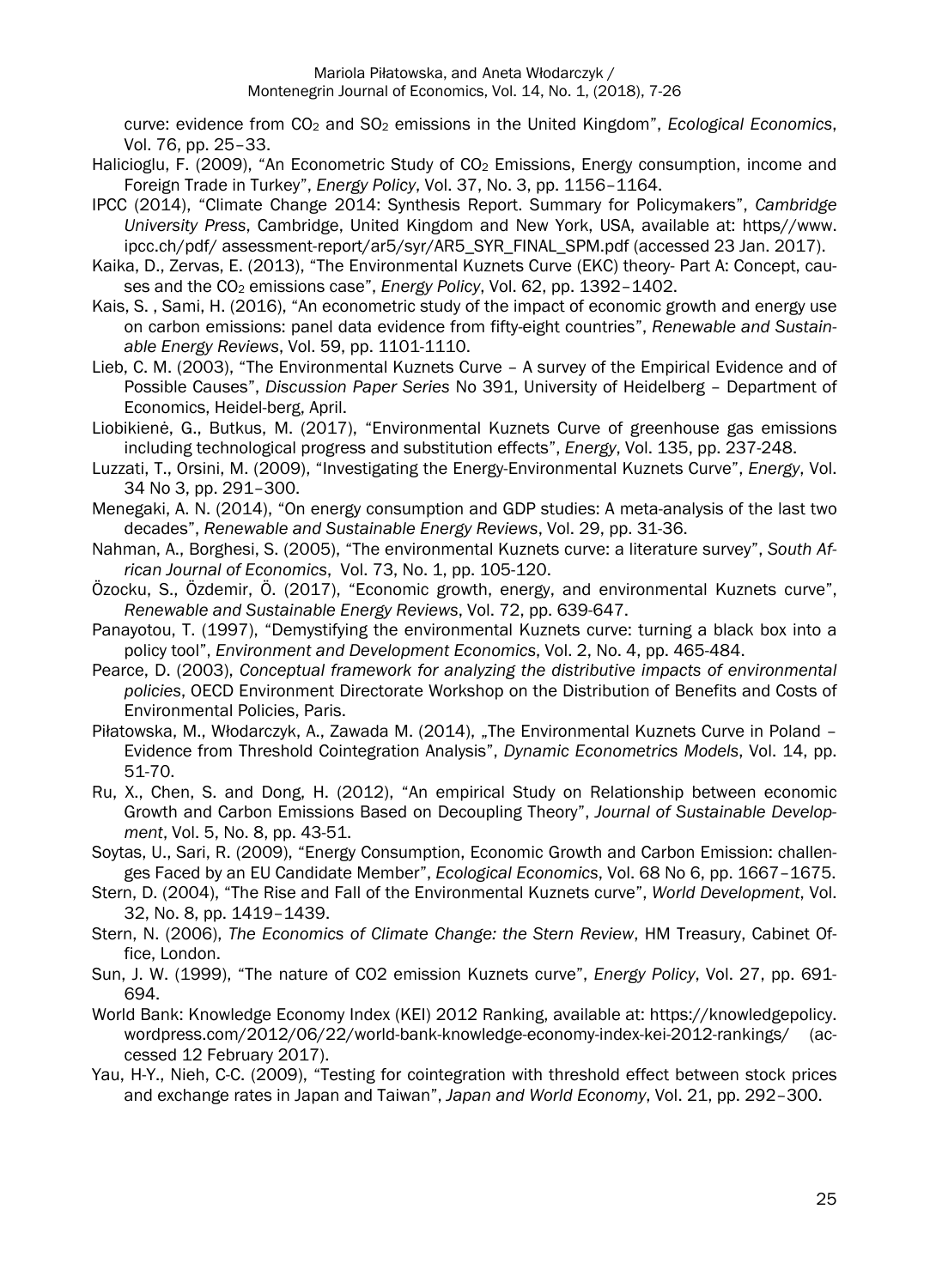curve: evidence from $CO_2$ and $SO_2$ emissions in the United Kingdom", *Ecological Economics*, Vol. 76, pp. 25–33.

Halicioglu, F. (2009), "An Econometric Study of $CO_2$ Emissions, Energy consumption, income and Foreign Trade in Turkey", *Energy Policy*, Vol. 37, No. 3, pp. 1156–1164.

IPCC (2014), "Climate Change 2014: Synthesis Report. Summary for Policymakers", *Cambridge University Press*, Cambridge, United Kingdom and New York, USA, available at: https//www.ipcc.ch/pdf/ assessment-report/ar5/syr/AR5_SYR_FINAL_SPM.pdf (accessed 23 Jan. 2017).

Kaika, D., Zervas, E. (2013), "The Environmental Kuznets Curve (EKC) theory- Part A: Concept, causes and the $CO_2$ emissions case", *Energy Policy*, Vol. 62, pp. 1392–1402.

Kais, S. , Sami, H. (2016), "An econometric study of the impact of economic growth and energy use on carbon emissions: panel data evidence from fifty-eight countries", *Renewable and Sustainable Energy Reviews*, Vol. 59, pp. 1101-1110.

Lieb, C. M. (2003), "The Environmental Kuznets Curve – A survey of the Empirical Evidence and of Possible Causes", *Discussion Paper Series* No 391, University of Heidelberg – Department of Economics, Heidel-berg, April.

Liobikienė, G., Butkus, M. (2017), "Environmental Kuznets Curve of greenhouse gas emissions including technological progress and substitution effects", *Energy*, Vol. 135, pp. 237-248.

Luzzati, T., Orsini, M. (2009), "Investigating the Energy-Environmental Kuznets Curve", *Energy*, Vol. 34 No 3, pp. 291–300.

Menegaki, A. N. (2014), "On energy consumption and GDP studies: A meta-analysis of the last two decades", *Renewable and Sustainable Energy Reviews*, Vol. 29, pp. 31-36.

Nahman, A., Borghesi, S. (2005), "The environmental Kuznets curve: a literature survey", *South African Journal of Economics*, Vol. 73, No. 1, pp. 105-120.

Özocku, S., Özdemir, Ö. (2017), "Economic growth, energy, and environmental Kuznets curve", *Renewable and Sustainable Energy Reviews*, Vol. 72, pp. 639-647.

Panayotou, T. (1997), "Demystifying the environmental Kuznets curve: turning a black box into a policy tool", *Environment and Development Economics*, Vol. 2, No. 4, pp. 465-484.

Pearce, D. (2003), *Conceptual framework for analyzing the distributive impacts of environmental policies*, OECD Environment Directorate Workshop on the Distribution of Benefits and Costs of Environmental Policies, Paris.

Piłatowska, M., Włodarczyk, A., Zawada M. (2014), „The Environmental Kuznets Curve in Poland – Evidence from Threshold Cointegration Analysis", *Dynamic Econometrics Models*, Vol. 14, pp. 51-70.

Ru, X., Chen, S. and Dong, H. (2012), "An empirical Study on Relationship between economic Growth and Carbon Emissions Based on Decoupling Theory", *Journal of Sustainable Development*, Vol. 5, No. 8, pp. 43-51.

Soytas, U., Sari, R. (2009), "Energy Consumption, Economic Growth and Carbon Emission: challenges Faced by an EU Candidate Member", *Ecological Economics*, Vol. 68 No 6, pp. 1667–1675.

Stern, D. (2004), "The Rise and Fall of the Environmental Kuznets curve", *World Development*, Vol. 32, No. 8, pp. 1419–1439.

Stern, N. (2006), *The Economics of Climate Change: the Stern Review*, HM Treasury, Cabinet Office, London.

Sun, J. W. (1999), "The nature of CO2 emission Kuznets curve", *Energy Policy*, Vol. 27, pp. 691-694.

World Bank: Knowledge Economy Index (KEI) 2012 Ranking, available at: https://knowledgepolicy.wordpress.com/2012/06/22/world-bank-knowledge-economy-index-kei-2012-rankings/ (accessed 12 February 2017).

Yau, H-Y., Nieh, C-C. (2009), "Testing for cointegration with threshold effect between stock prices and exchange rates in Japan and Taiwan", *Japan and World Economy*, Vol. 21, pp. 292–300.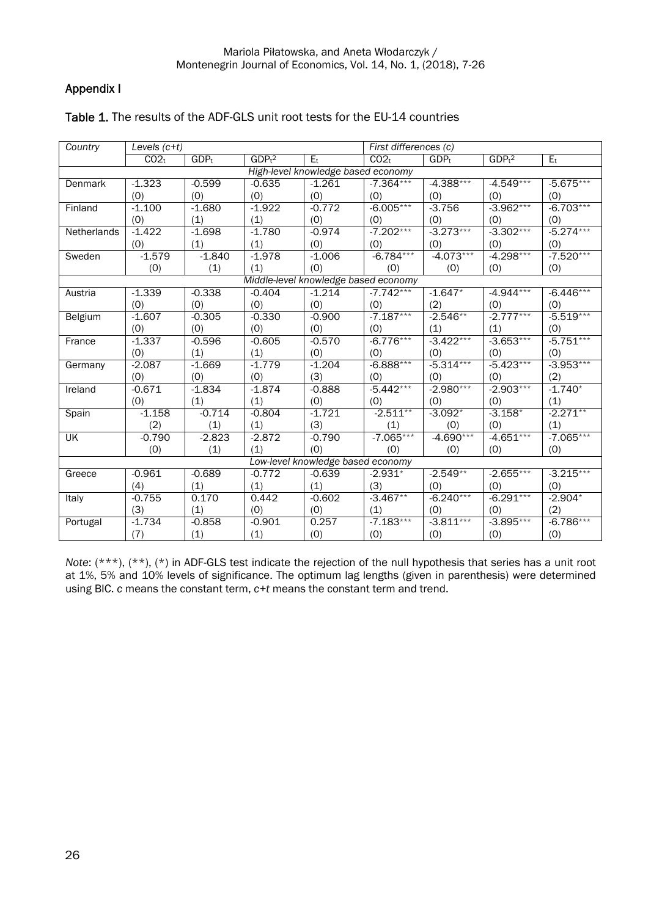## Appendix I

**Table 1.** The results of the ADF-GLS unit root tests for the EU-14 countries

| *Country* | *Levels (c+t)* | | | | *First differences (c)* | | | |
|---|---|---|---|---|---|---|---|---|
| | $CO2_t$ | $GDP_t$ | $GDP_t^2$ | $E_t$ | $CO2_t$ | $GDP_t$ | $GDP_t^2$ | $E_t$ |
| *High-level knowledge based economy* | | | | | | | | |
| Denmark | -1.323 (0) | -0.599 (0) | -0.635 (0) | -1.261 (0) | -7.364*** (0) | -4.388*** (0) | -4.549*** (0) | -5.675*** (0) |
| Finland | -1.100 (0) | -1.680 (1) | -1.922 (1) | -0.772 (0) | -6.005*** (0) | -3.756 (0) | -3.962*** (0) | -6.703*** (0) |
| Netherlands | -1.422 (0) | -1.698 (1) | -1.780 (1) | -0.974 (0) | -7.202*** (0) | -3.273*** (0) | -3.302*** (0) | -5.274*** (0) |
| Sweden | -1.579 (0) | -1.840 (1) | -1.978 (1) | -1.006 (0) | -6.784*** (0) | -4.073*** (0) | -4.298*** (0) | -7.520*** (0) |
| *Middle-level knowledge based economy* | | | | | | | | |
| Austria | -1.339 (0) | -0.338 (0) | -0.404 (0) | -1.214 (0) | -7.742*** (0) | -1.647* (2) | -4.944*** (0) | -6.446*** (0) |
| Belgium | -1.607 (0) | -0.305 (0) | -0.330 (0) | -0.900 (0) | -7.187*** (0) | -2.546** (1) | -2.777*** (1) | -5.519*** (0) |
| France | -1.337 (0) | -0.596 (1) | -0.605 (1) | -0.570 (0) | -6.776*** (0) | -3.422*** (0) | -3.653*** (0) | -5.751*** (0) |
| Germany | -2.087 (0) | -1.669 (0) | -1.779 (0) | -1.204 (3) | -6.888*** (0) | -5.314*** (0) | -5.423*** (0) | -3.953*** (2) |
| Ireland | -0.671 (0) | -1.834 (1) | -1.874 (1) | -0.888 (0) | -5.442*** (0) | -2.980*** (0) | -2.903*** (0) | -1.740* (1) |
| Spain | -1.158 (2) | -0.714 (1) | -0.804 (1) | -1.721 (3) | -2.511** (1) | -3.092* (0) | -3.158* (0) | -2.271** (1) |
| UK | -0.790 (0) | -2.823 (1) | -2.872 (1) | -0.790 (0) | -7.065*** (0) | -4.690*** (0) | -4.651*** (0) | -7.065*** (0) |
| *Low-level knowledge based economy* | | | | | | | | |
| Greece | -0.961 (4) | -0.689 (1) | -0.772 (1) | -0.639 (1) | -2.931* (3) | -2.549** (0) | -2.655*** (0) | -3.215*** (0) |
| Italy | -0.755 (3) | 0.170 (1) | 0.442 (0) | -0.602 (0) | -3.467** (1) | -6.240*** (0) | -6.291*** (0) | -2.904* (2) |
| Portugal | -1.734 (7) | -0.858 (1) | -0.901 (1) | 0.257 (0) | -7.183*** (0) | -3.811*** (0) | -3.895*** (0) | -6.786*** (0) |

*Note*: (***), (**), (*) in ADF-GLS test indicate the rejection of the null hypothesis that series has a unit root at 1%, 5% and 10% levels of significance. The optimum lag lengths (given in parenthesis) were determined using BIC. *c* means the constant term, *c+t* means the constant term and trend.